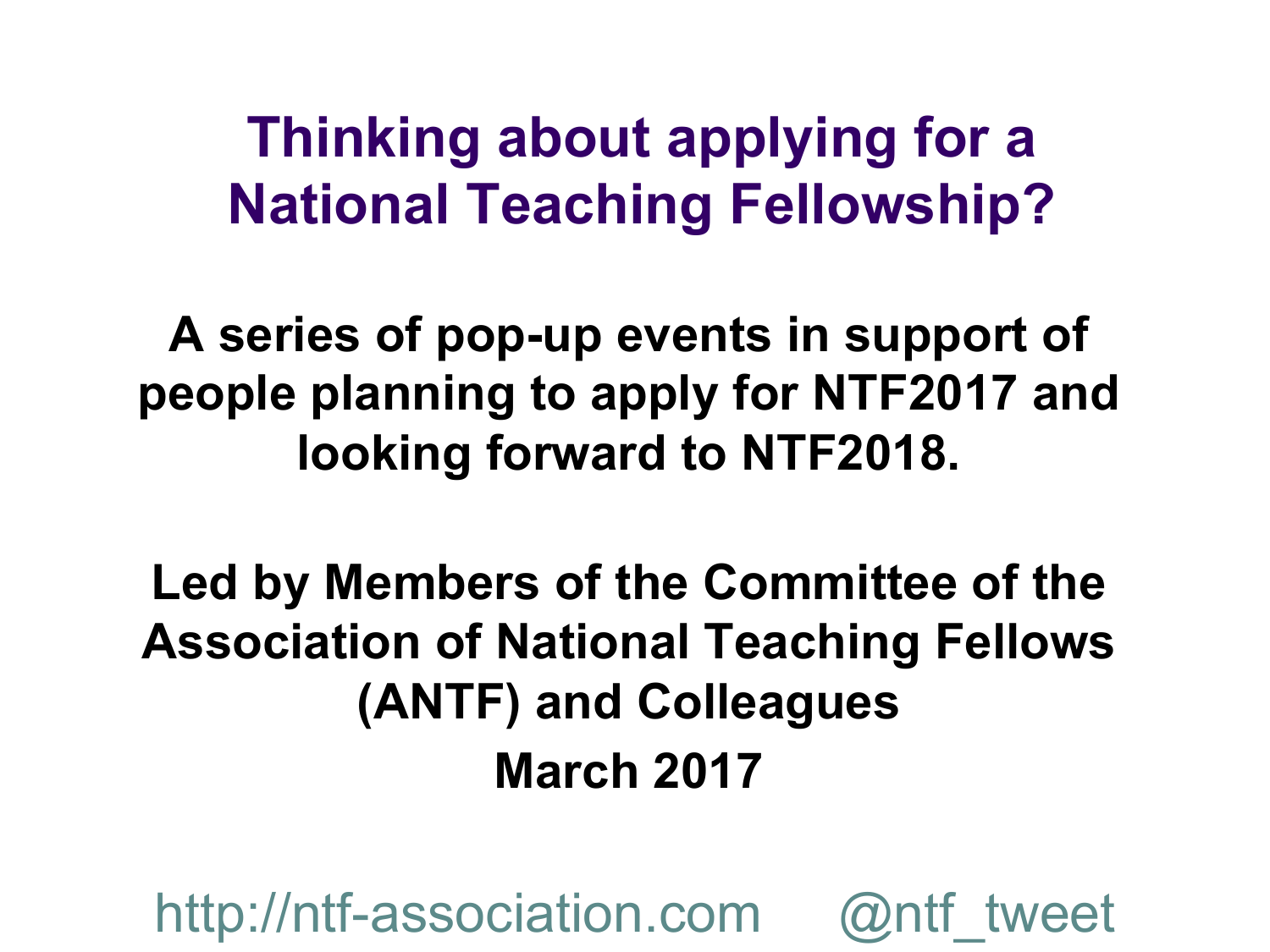# Thinking about applying for a National Teaching Fellowship?

**A series of pop-up events in support of people planning to apply for NTF2017 and looking forward to NTF2018.**

**Led by Members of the Committee of the Association of National Teaching Fellows (ANTF) and Colleagues**

**March 2017**

http://ntf-association.com @ntf_tweet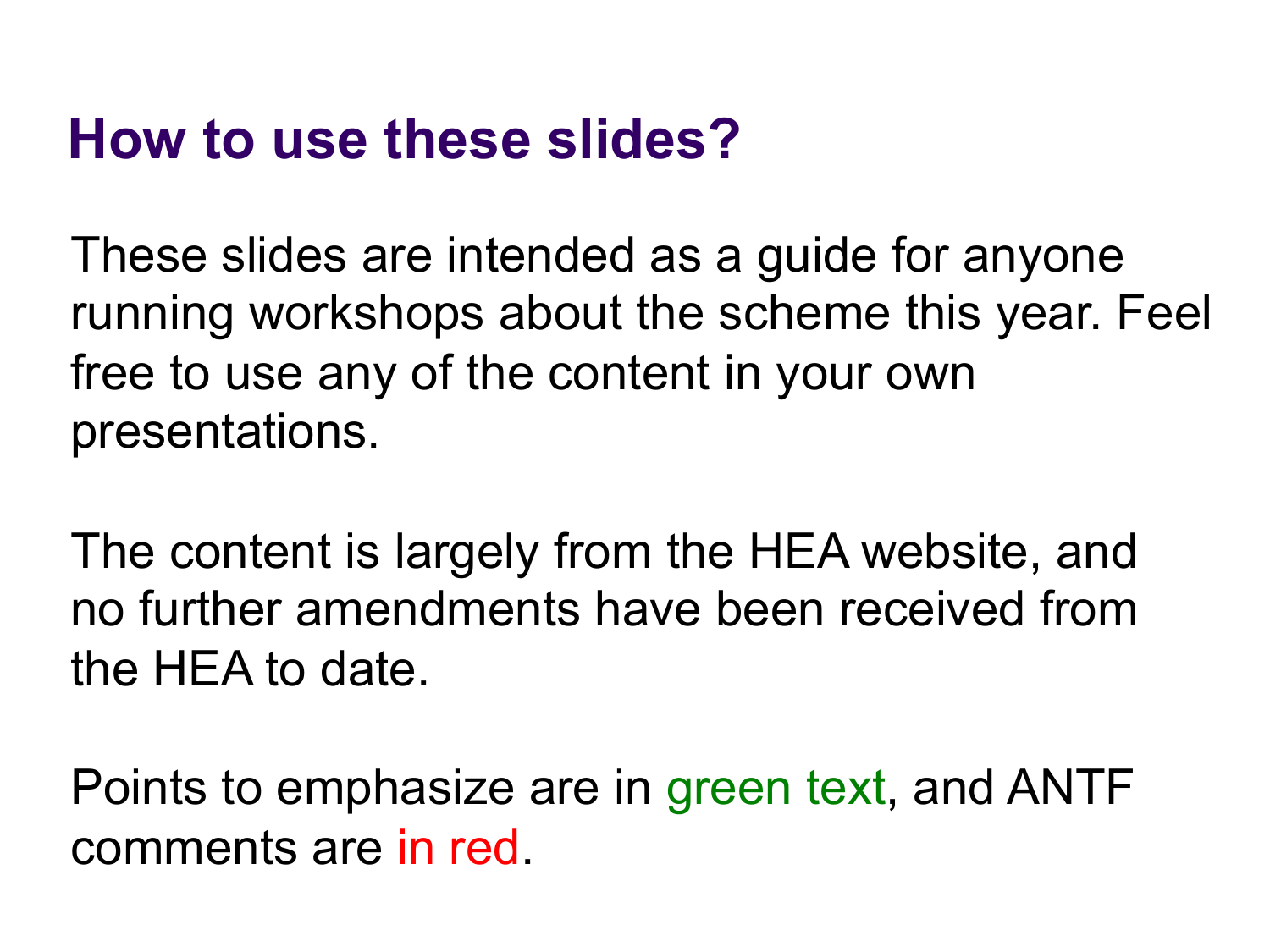# How to use these slides?

These slides are intended as a guide for anyone running workshops about the scheme this year. Feel free to use any of the content in your own presentations.

The content is largely from the HEA website, and no further amendments have been received from the HEA to date.

Points to emphasize are in green text, and ANTF comments are in red.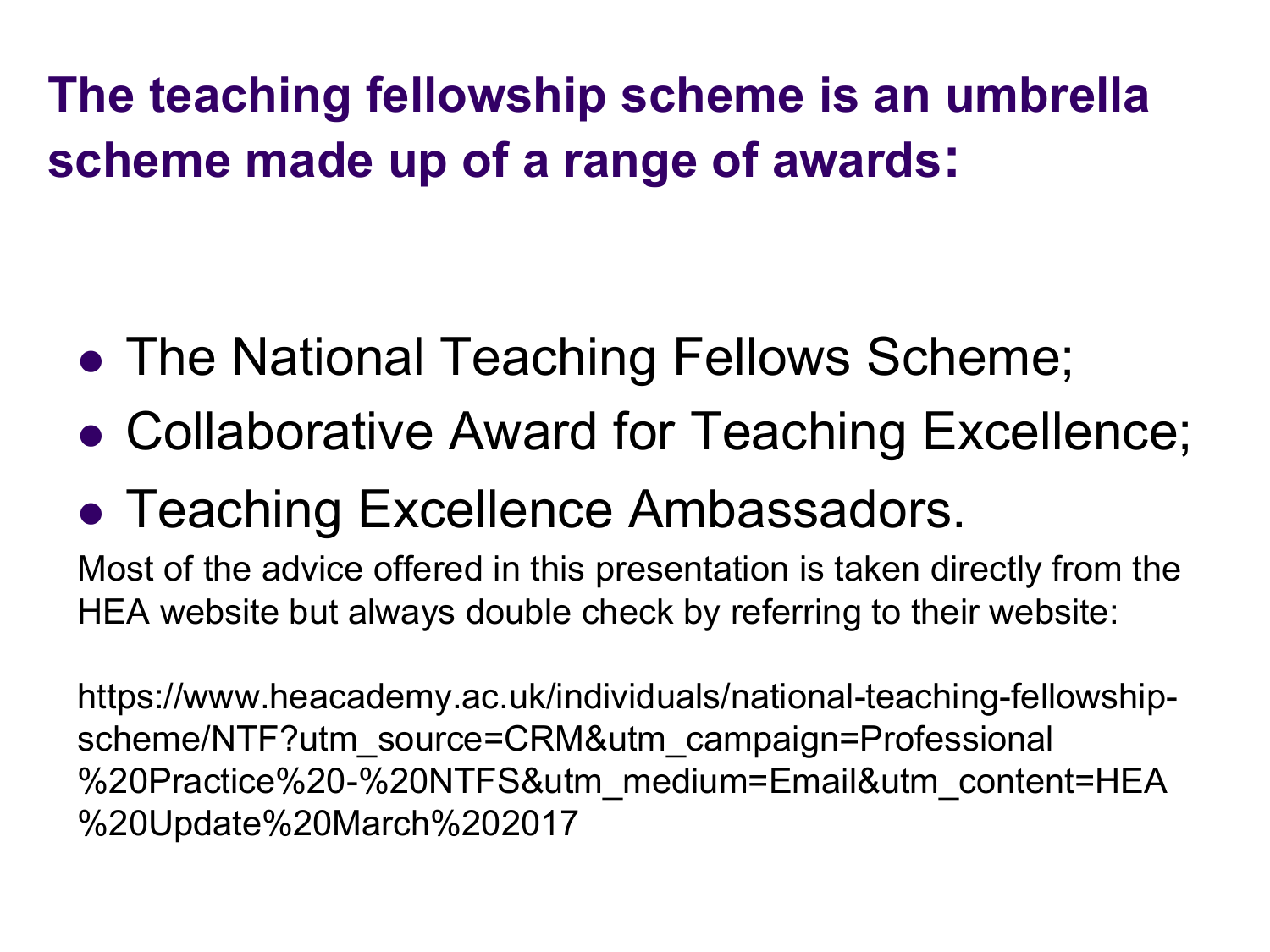## The teaching fellowship scheme is an umbrella scheme made up of a range of awards:

- The National Teaching Fellows Scheme;
- Collaborative Award for Teaching Excellence;
- Teaching Excellence Ambassadors.

Most of the advice offered in this presentation is taken directly from the HEA website but always double check by referring to their website:

https://www.heacademy.ac.uk/individuals/national-teaching-fellowship-scheme/NTF?utm_source=CRM&utm_campaign=Professional%20Practice%20-%20NTFS&utm_medium=Email&utm_content=HEA%20Update%20March%202017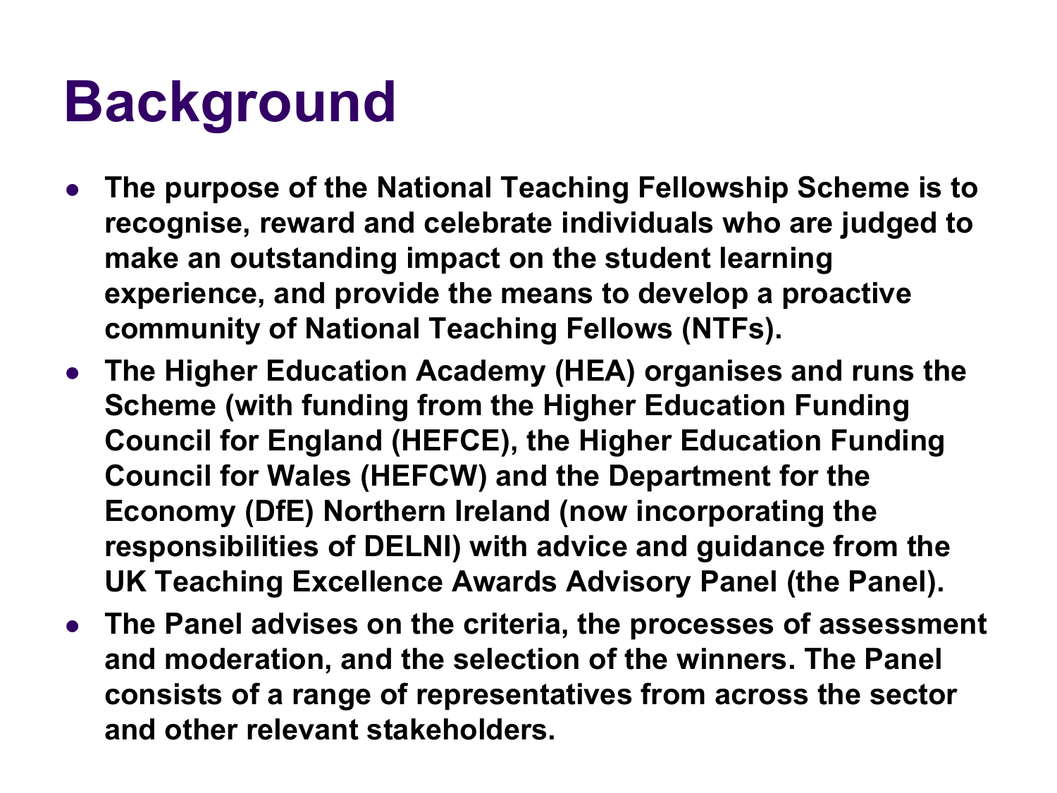# Background

- The purpose of the National Teaching Fellowship Scheme is to recognise, reward and celebrate individuals who are judged to make an outstanding impact on the student learning experience, and provide the means to develop a proactive community of National Teaching Fellows (NTFs).
- The Higher Education Academy (HEA) organises and runs the Scheme (with funding from the Higher Education Funding Council for England (HEFCE), the Higher Education Funding Council for Wales (HEFCW) and the Department for the Economy (DfE) Northern Ireland (now incorporating the responsibilities of DELNI) with advice and guidance from the UK Teaching Excellence Awards Advisory Panel (the Panel).
- The Panel advises on the criteria, the processes of assessment and moderation, and the selection of the winners. The Panel consists of a range of representatives from across the sector and other relevant stakeholders.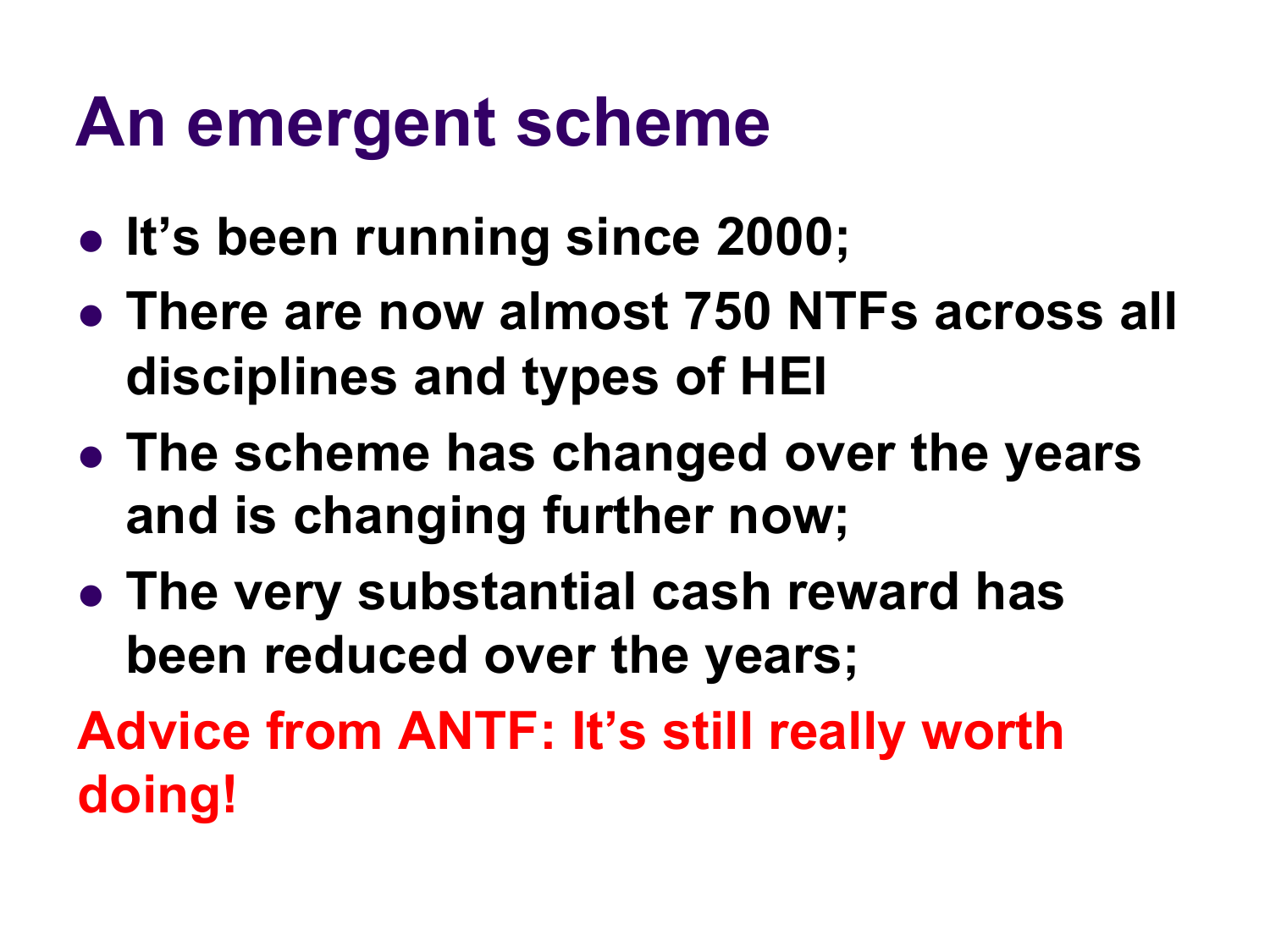# An emergent scheme

- It's been running since 2000;
- There are now almost 750 NTFs across all disciplines and types of HEI
- The scheme has changed over the years and is changing further now;
- The very substantial cash reward has been reduced over the years;

**Advice from ANTF: It's still really worth doing!**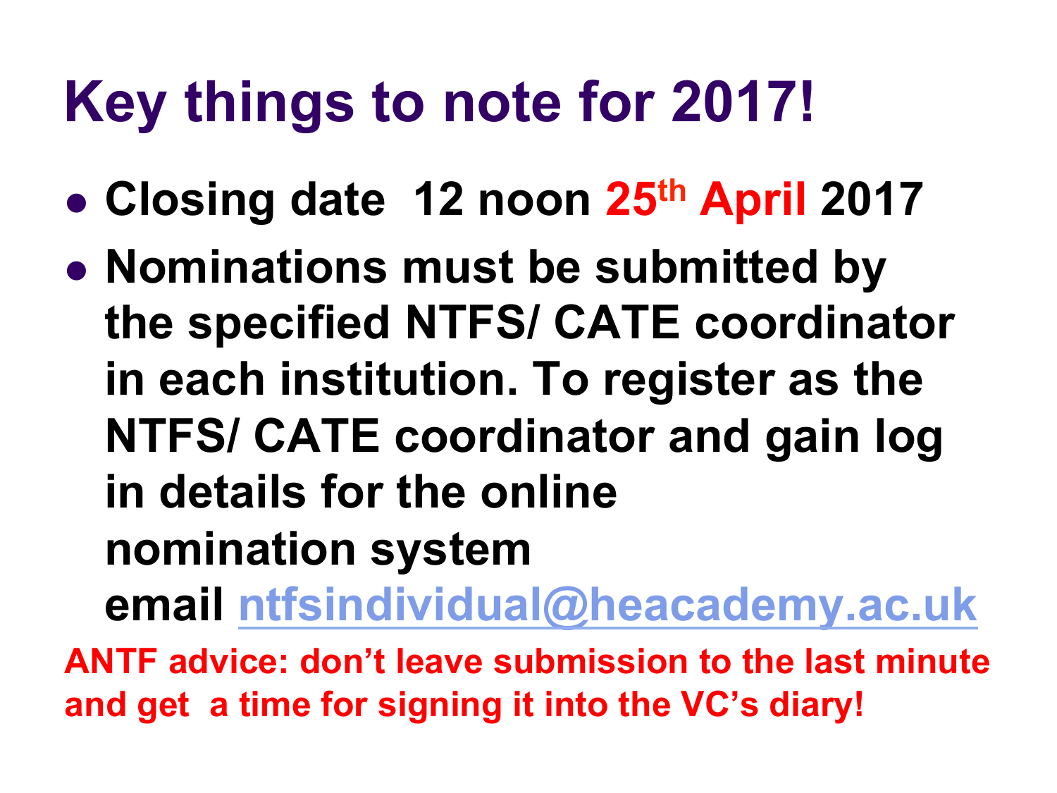# Key things to note for 2017!

- **Closing date 12 noon 25th April 2017**
- **Nominations must be submitted by the specified NTFS/ CATE coordinator in each institution. To register as the NTFS/ CATE coordinator and gain log in details for the online nomination system email ntfsindividual@heacademy.ac.uk**

**ANTF advice: don't leave submission to the last minute and get a time for signing it into the VC's diary!**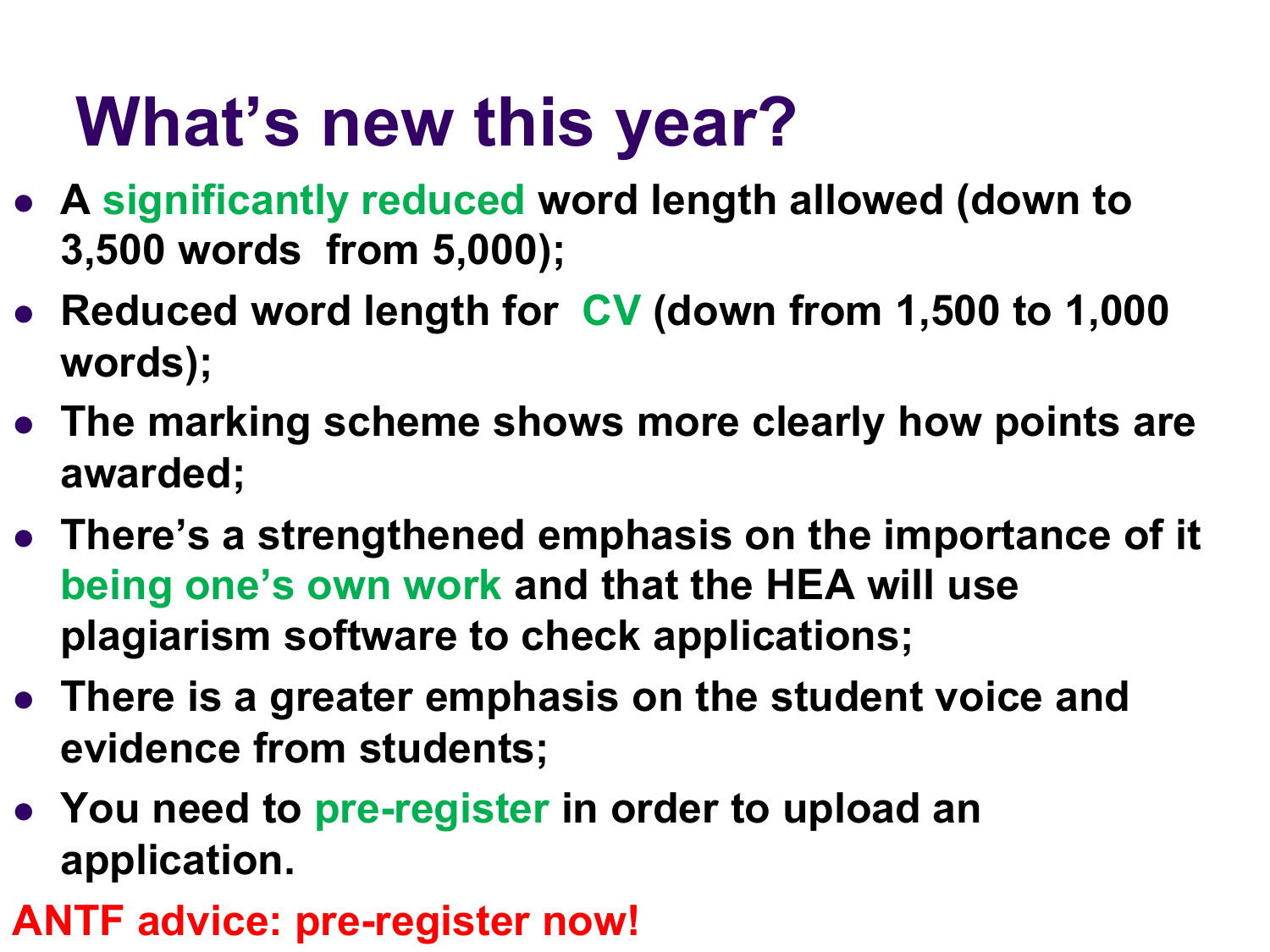# What's new this year?

- **A significantly reduced word length allowed (down to 3,500 words from 5,000);**
- **Reduced word length for CV (down from 1,500 to 1,000 words);**
- **The marking scheme shows more clearly how points are awarded;**
- **There's a strengthened emphasis on the importance of it being one's own work and that the HEA will use plagiarism software to check applications;**
- **There is a greater emphasis on the student voice and evidence from students;**
- **You need to pre-register in order to upload an application.**

**ANTF advice: pre-register now!**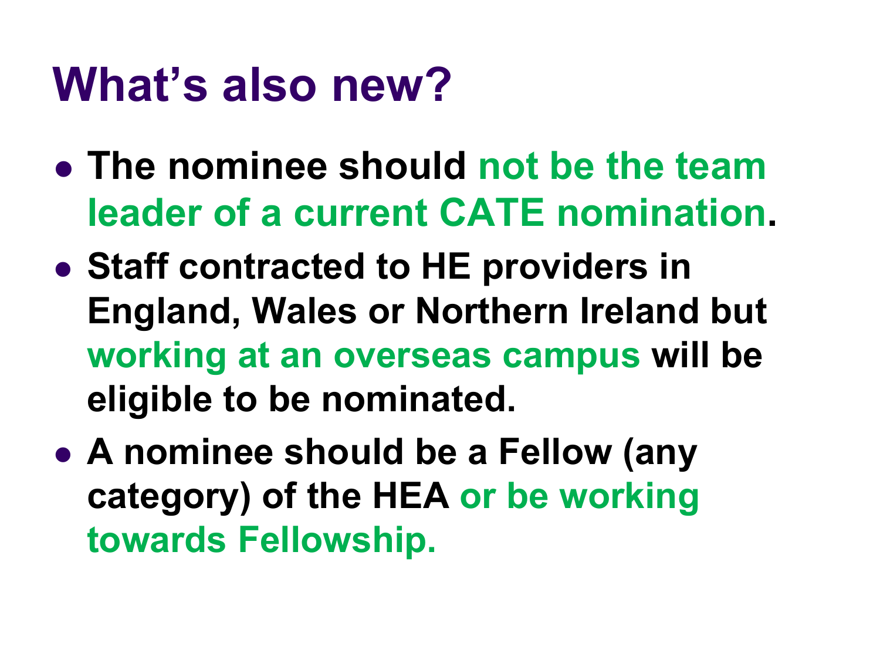# What's also new?

- **The nominee should not be the team leader of a current CATE nomination.**
- **Staff contracted to HE providers in England, Wales or Northern Ireland but working at an overseas campus will be eligible to be nominated.**
- **A nominee should be a Fellow (any category) of the HEA or be working towards Fellowship.**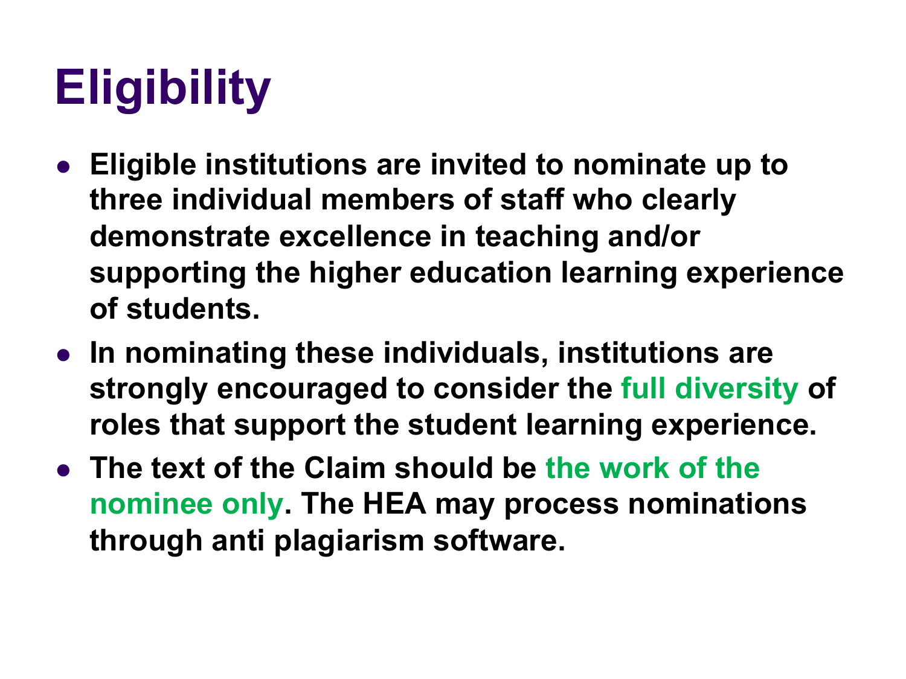# Eligibility

- **Eligible institutions are invited to nominate up to three individual members of staff who clearly demonstrate excellence in teaching and/or supporting the higher education learning experience of students.**
- **In nominating these individuals, institutions are strongly encouraged to consider the full diversity of roles that support the student learning experience.**
- **The text of the Claim should be the work of the nominee only. The HEA may process nominations through anti plagiarism software.**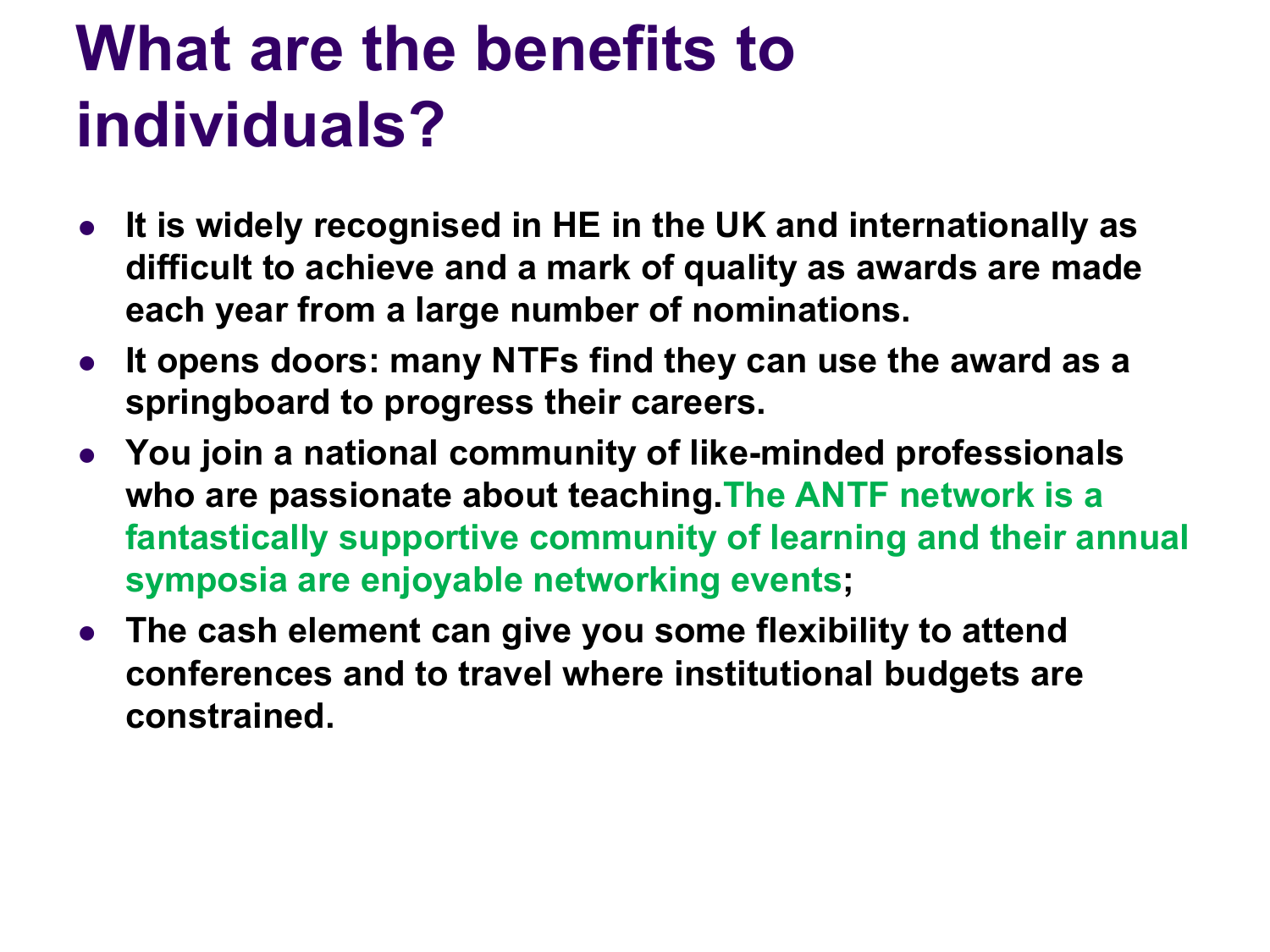# What are the benefits to individuals?

- It is widely recognised in HE in the UK and internationally as difficult to achieve and a mark of quality as awards are made each year from a large number of nominations.
- It opens doors: many NTFs find they can use the award as a springboard to progress their careers.
- You join a national community of like-minded professionals who are passionate about teaching.The ANTF network is a fantastically supportive community of learning and their annual symposia are enjoyable networking events;
- The cash element can give you some flexibility to attend conferences and to travel where institutional budgets are constrained.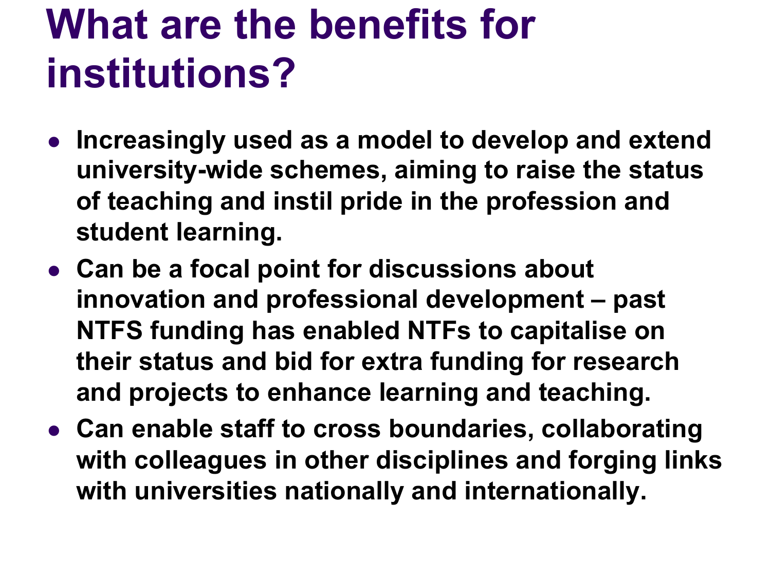# What are the benefits for institutions?

- **Increasingly used as a model to develop and extend university-wide schemes, aiming to raise the status of teaching and instil pride in the profession and student learning.**
- **Can be a focal point for discussions about innovation and professional development – past NTFS funding has enabled NTFs to capitalise on their status and bid for extra funding for research and projects to enhance learning and teaching.**
- **Can enable staff to cross boundaries, collaborating with colleagues in other disciplines and forging links with universities nationally and internationally.**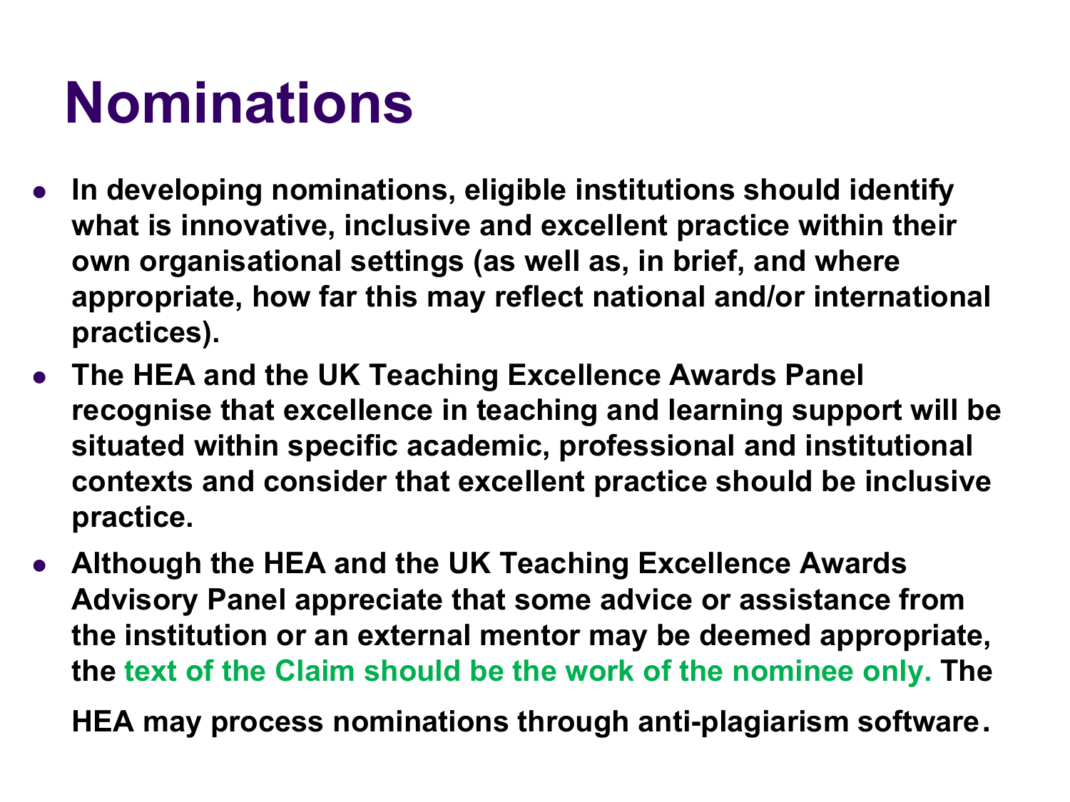# Nominations

- **In developing nominations, eligible institutions should identify what is innovative, inclusive and excellent practice within their own organisational settings (as well as, in brief, and where appropriate, how far this may reflect national and/or international practices).**
- **The HEA and the UK Teaching Excellence Awards Panel recognise that excellence in teaching and learning support will be situated within specific academic, professional and institutional contexts and consider that excellent practice should be inclusive practice.**
- **Although the HEA and the UK Teaching Excellence Awards Advisory Panel appreciate that some advice or assistance from the institution or an external mentor may be deemed appropriate, the text of the Claim should be the work of the nominee only. The HEA may process nominations through anti-plagiarism software.**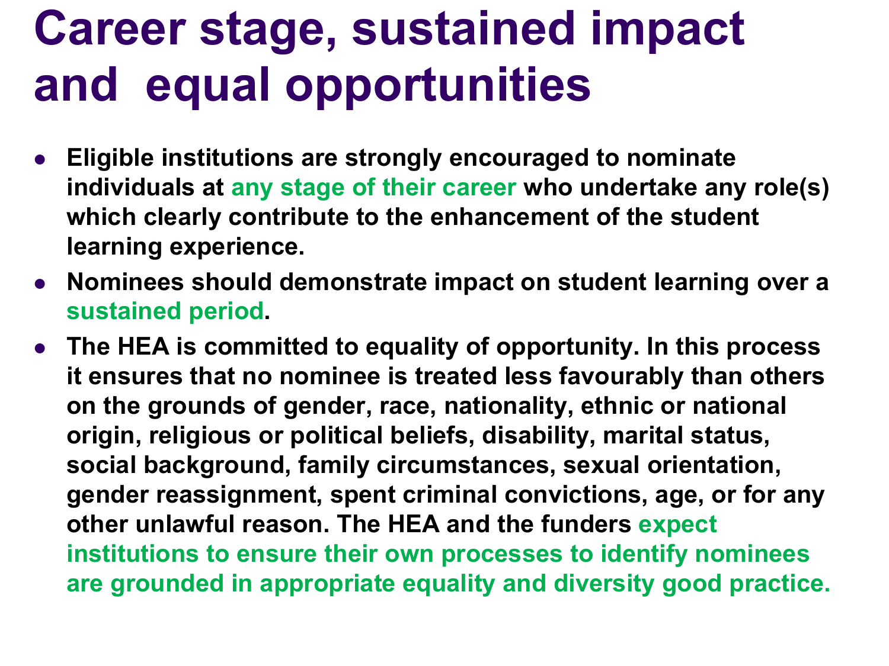# Career stage, sustained impact and equal opportunities

- **Eligible institutions are strongly encouraged to nominate individuals at any stage of their career who undertake any role(s) which clearly contribute to the enhancement of the student learning experience.**
- **Nominees should demonstrate impact on student learning over a sustained period.**
- **The HEA is committed to equality of opportunity. In this process it ensures that no nominee is treated less favourably than others on the grounds of gender, race, nationality, ethnic or national origin, religious or political beliefs, disability, marital status, social background, family circumstances, sexual orientation, gender reassignment, spent criminal convictions, age, or for any other unlawful reason. The HEA and the funders expect institutions to ensure their own processes to identify nominees are grounded in appropriate equality and diversity good practice.**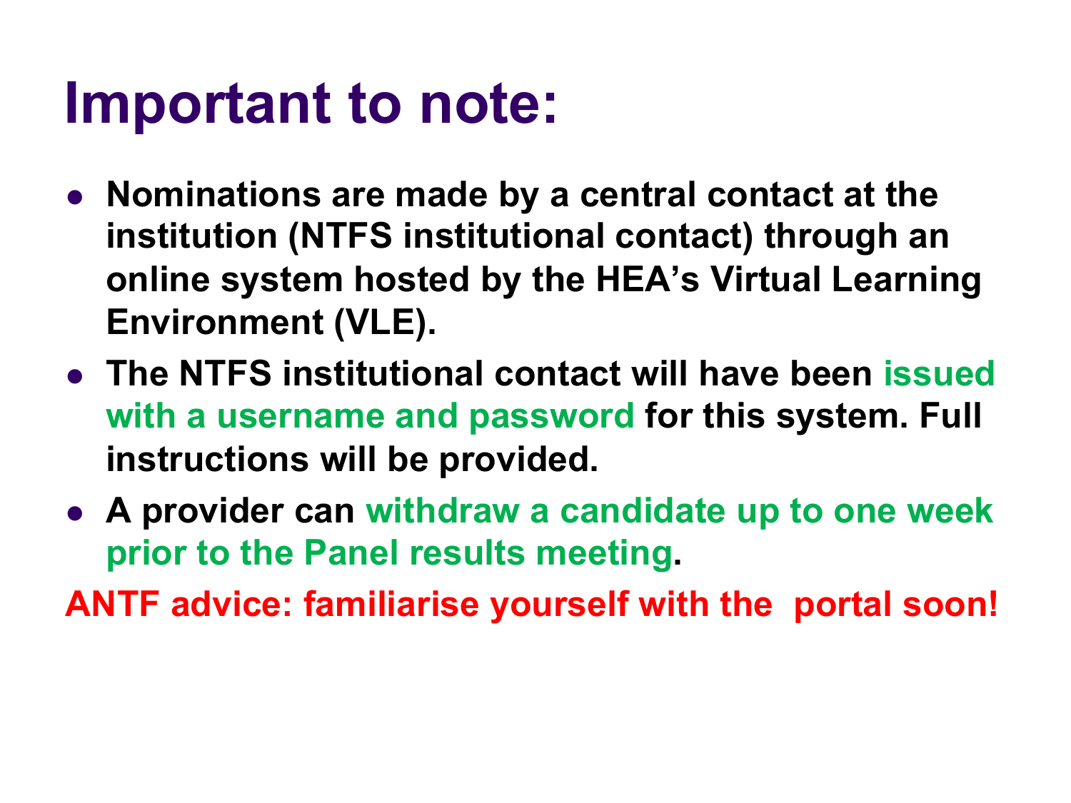# Important to note:

- **Nominations are made by a central contact at the institution (NTFS institutional contact) through an online system hosted by the HEA's Virtual Learning Environment (VLE).**
- **The NTFS institutional contact will have been issued with a username and password for this system. Full instructions will be provided.**
- **A provider can withdraw a candidate up to one week prior to the Panel results meeting.**

**ANTF advice: familiarise yourself with the portal soon!**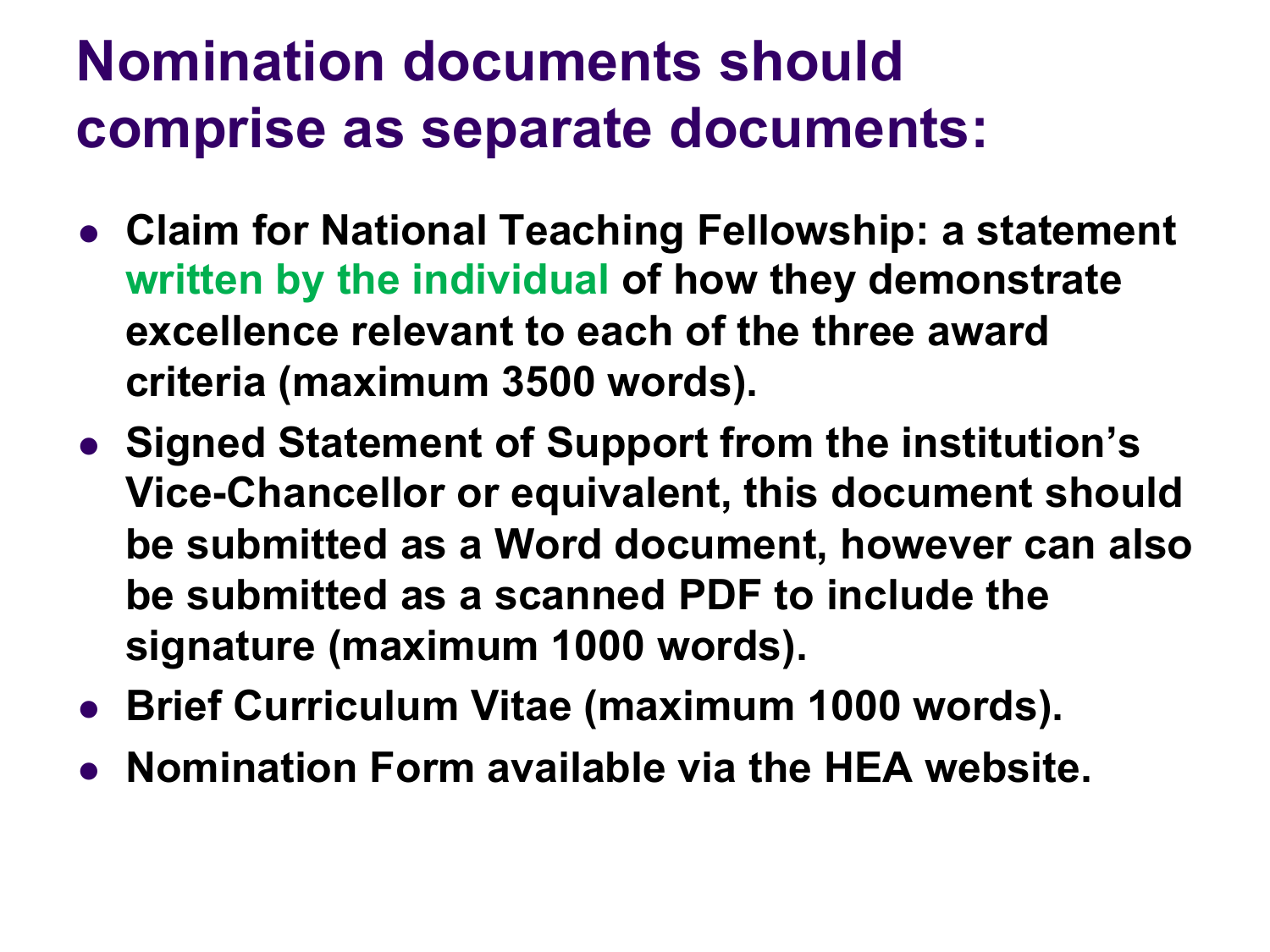# Nomination documents should comprise as separate documents:

- **Claim for National Teaching Fellowship: a statement written by the individual of how they demonstrate excellence relevant to each of the three award criteria (maximum 3500 words).**
- **Signed Statement of Support from the institution's Vice-Chancellor or equivalent, this document should be submitted as a Word document, however can also be submitted as a scanned PDF to include the signature (maximum 1000 words).**
- **Brief Curriculum Vitae (maximum 1000 words).**
- **Nomination Form available via the HEA website.**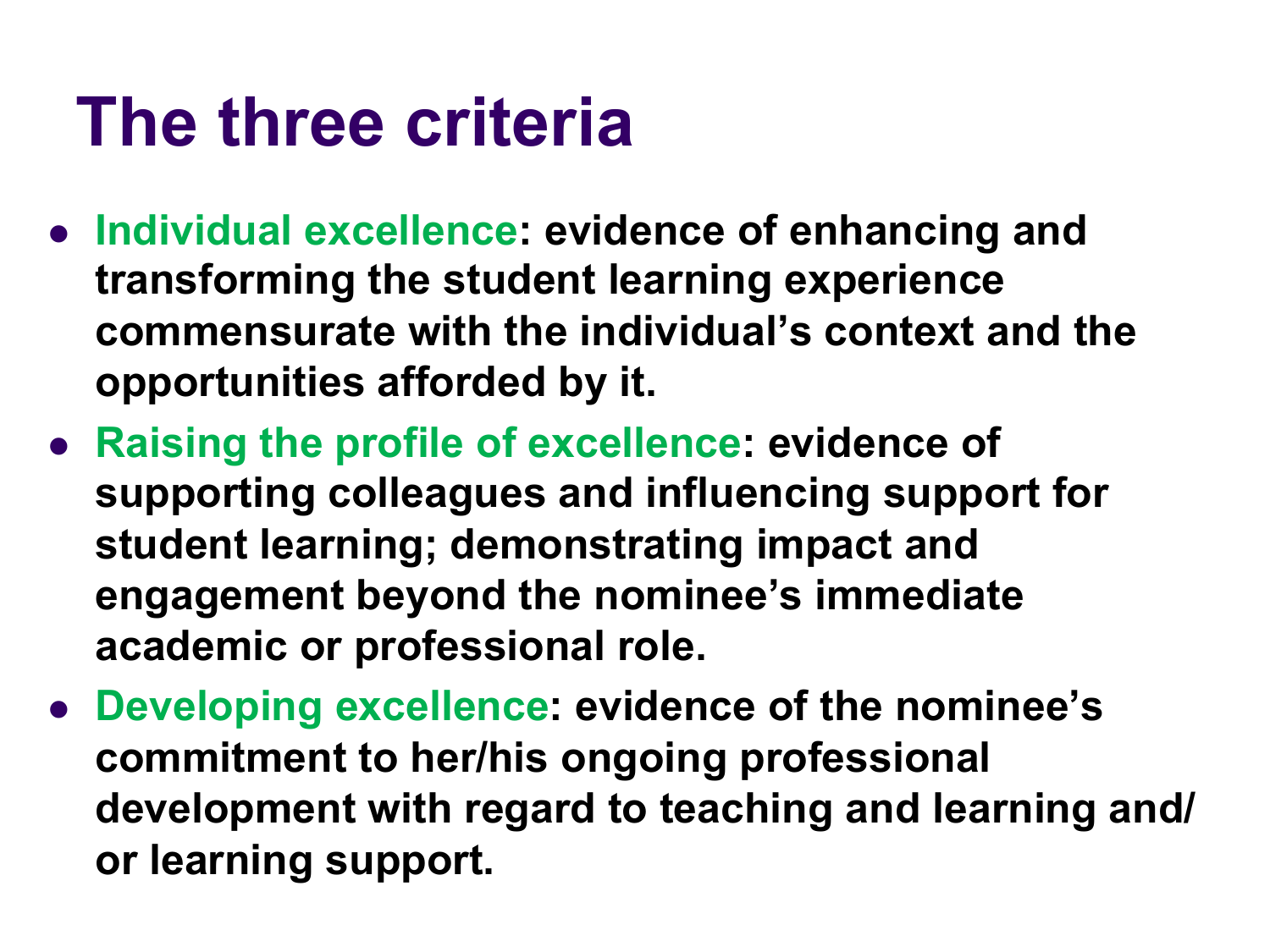# The three criteria

- **Individual excellence: evidence of enhancing and transforming the student learning experience commensurate with the individual's context and the opportunities afforded by it.**
- **Raising the profile of excellence: evidence of supporting colleagues and influencing support for student learning; demonstrating impact and engagement beyond the nominee's immediate academic or professional role.**
- **Developing excellence: evidence of the nominee's commitment to her/his ongoing professional development with regard to teaching and learning and/or learning support.**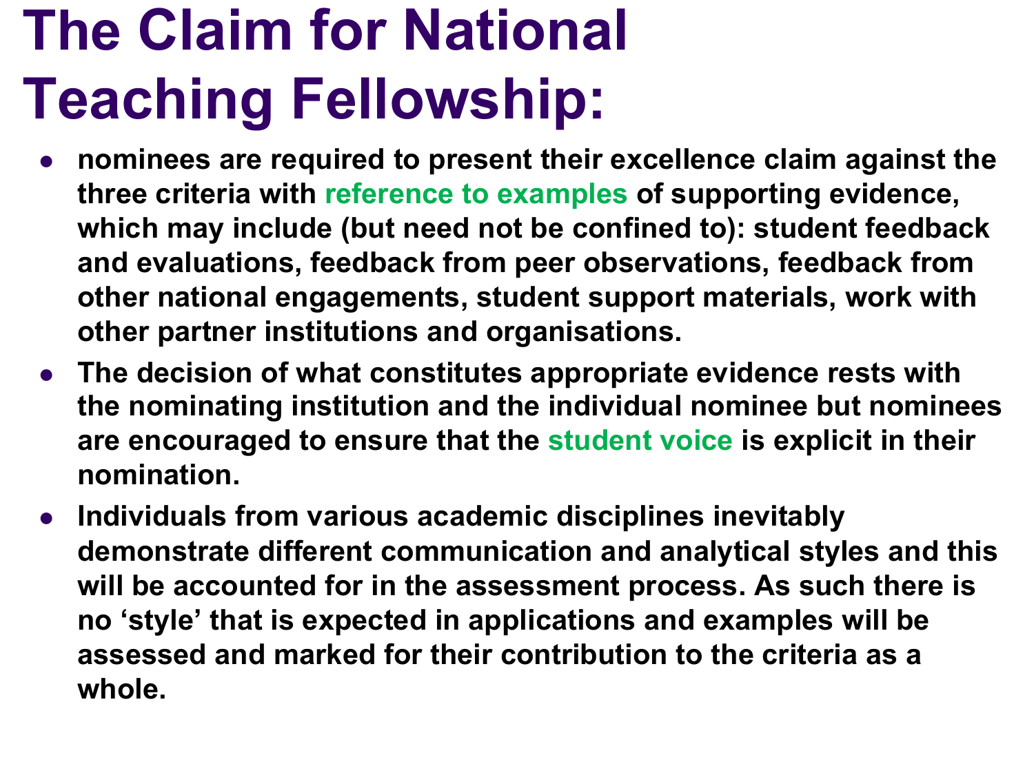# The Claim for National Teaching Fellowship:

- **nominees are required to present their excellence claim against the three criteria with reference to examples of supporting evidence, which may include (but need not be confined to): student feedback and evaluations, feedback from peer observations, feedback from other national engagements, student support materials, work with other partner institutions and organisations.**
- **The decision of what constitutes appropriate evidence rests with the nominating institution and the individual nominee but nominees are encouraged to ensure that the student voice is explicit in their nomination.**
- **Individuals from various academic disciplines inevitably demonstrate different communication and analytical styles and this will be accounted for in the assessment process. As such there is no 'style' that is expected in applications and examples will be assessed and marked for their contribution to the criteria as a whole.**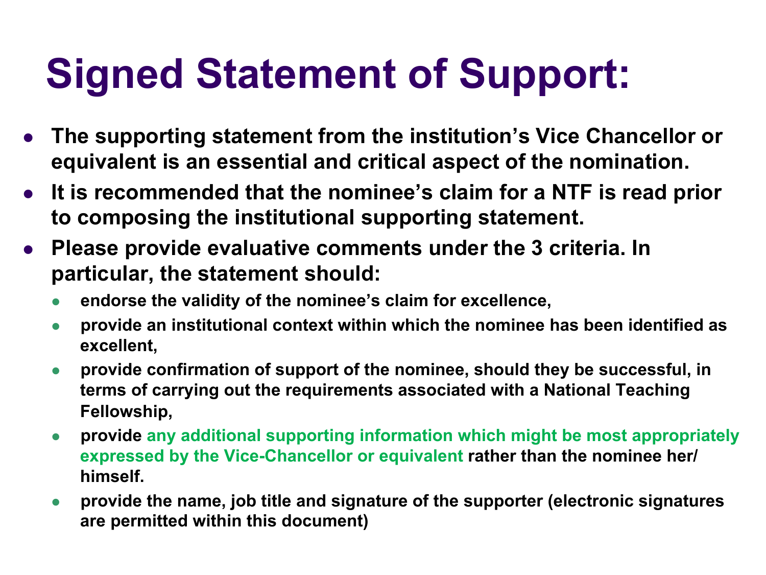# Signed Statement of Support:

- **The supporting statement from the institution's Vice Chancellor or equivalent is an essential and critical aspect of the nomination.**
- **It is recommended that the nominee's claim for a NTF is read prior to composing the institutional supporting statement.**
- **Please provide evaluative comments under the 3 criteria. In particular, the statement should:**
  - **endorse the validity of the nominee's claim for excellence,**
  - **provide an institutional context within which the nominee has been identified as excellent,**
  - **provide confirmation of support of the nominee, should they be successful, in terms of carrying out the requirements associated with a National Teaching Fellowship,**
  - **provide any additional supporting information which might be most appropriately expressed by the Vice-Chancellor or equivalent rather than the nominee her/ himself.**
  - **provide the name, job title and signature of the supporter (electronic signatures are permitted within this document)**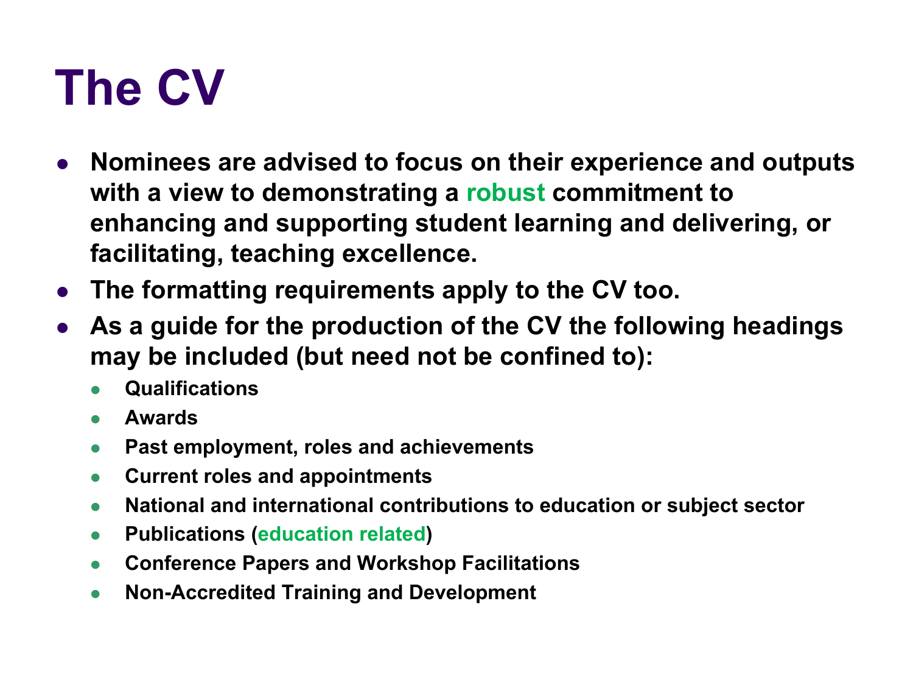# The CV

- **Nominees are advised to focus on their experience and outputs with a view to demonstrating a robust commitment to enhancing and supporting student learning and delivering, or facilitating, teaching excellence.**
- **The formatting requirements apply to the CV too.**
- **As a guide for the production of the CV the following headings may be included (but need not be confined to):**
  - **Qualifications**
  - **Awards**
  - **Past employment, roles and achievements**
  - **Current roles and appointments**
  - **National and international contributions to education or subject sector**
  - **Publications (education related)**
  - **Conference Papers and Workshop Facilitations**
  - **Non-Accredited Training and Development**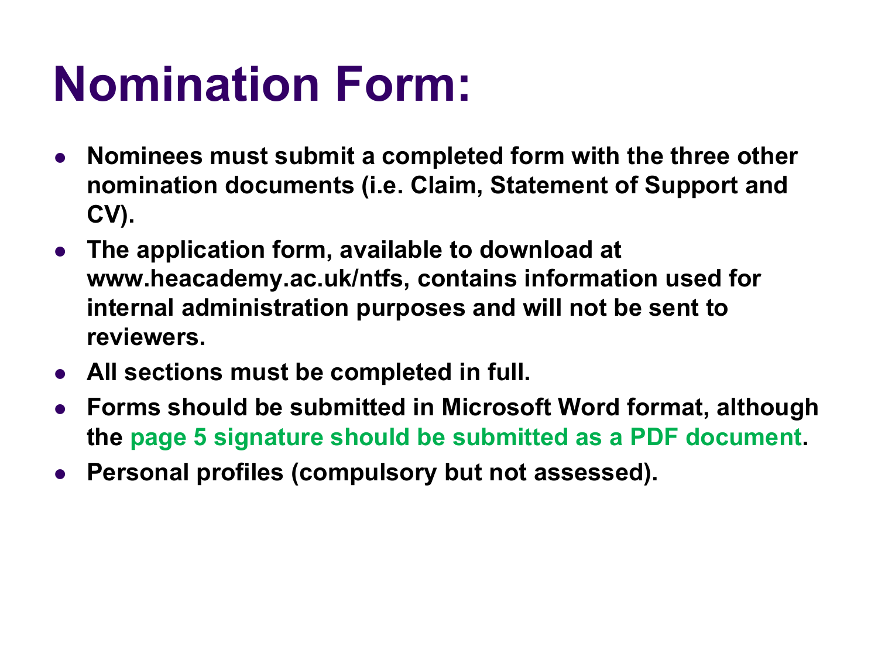# Nomination Form:

- **Nominees must submit a completed form with the three other nomination documents (i.e. Claim, Statement of Support and CV).**
- **The application form, available to download at www.heacademy.ac.uk/ntfs, contains information used for internal administration purposes and will not be sent to reviewers.**
- **All sections must be completed in full.**
- **Forms should be submitted in Microsoft Word format, although the page 5 signature should be submitted as a PDF document.**
- **Personal profiles (compulsory but not assessed).**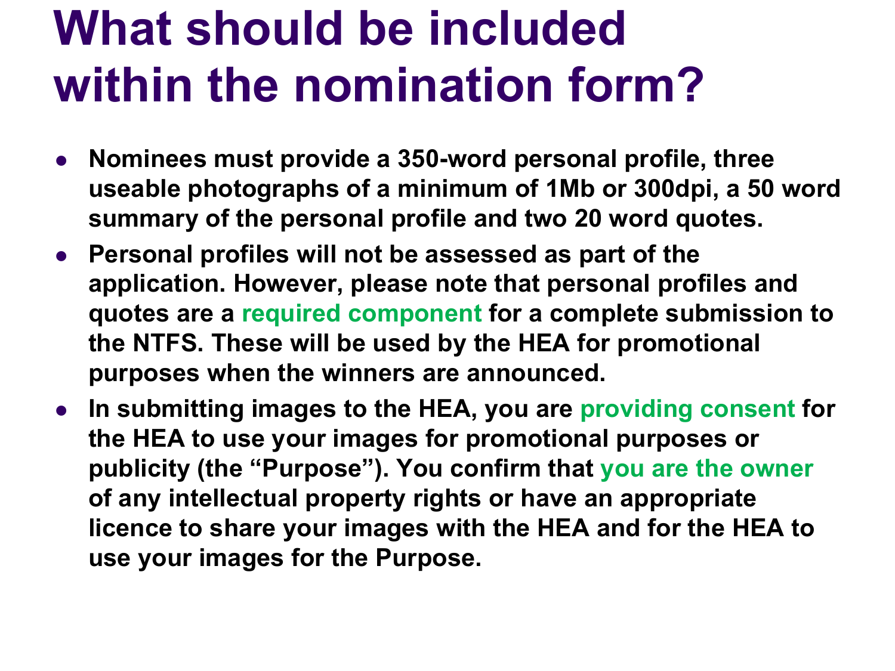# What should be included within the nomination form?

- **Nominees must provide a 350-word personal profile, three useable photographs of a minimum of 1Mb or 300dpi, a 50 word summary of the personal profile and two 20 word quotes.**
- **Personal profiles will not be assessed as part of the application. However, please note that personal profiles and quotes are a required component for a complete submission to the NTFS. These will be used by the HEA for promotional purposes when the winners are announced.**
- **In submitting images to the HEA, you are providing consent for the HEA to use your images for promotional purposes or publicity (the "Purpose"). You confirm that you are the owner of any intellectual property rights or have an appropriate licence to share your images with the HEA and for the HEA to use your images for the Purpose.**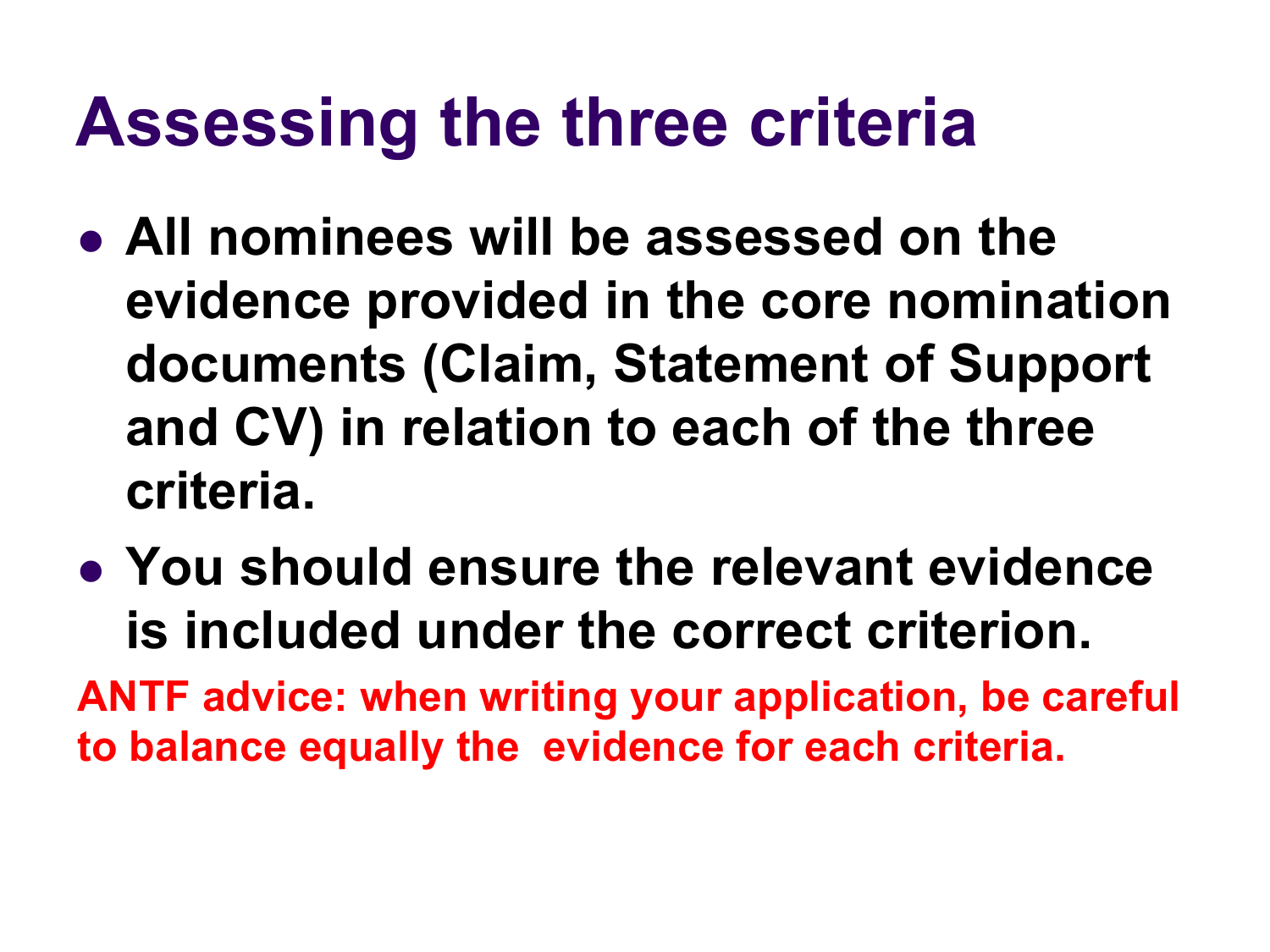# Assessing the three criteria

- **All nominees will be assessed on the evidence provided in the core nomination documents (Claim, Statement of Support and CV) in relation to each of the three criteria.**
- **You should ensure the relevant evidence is included under the correct criterion.**

**ANTF advice: when writing your application, be careful to balance equally the evidence for each criteria.**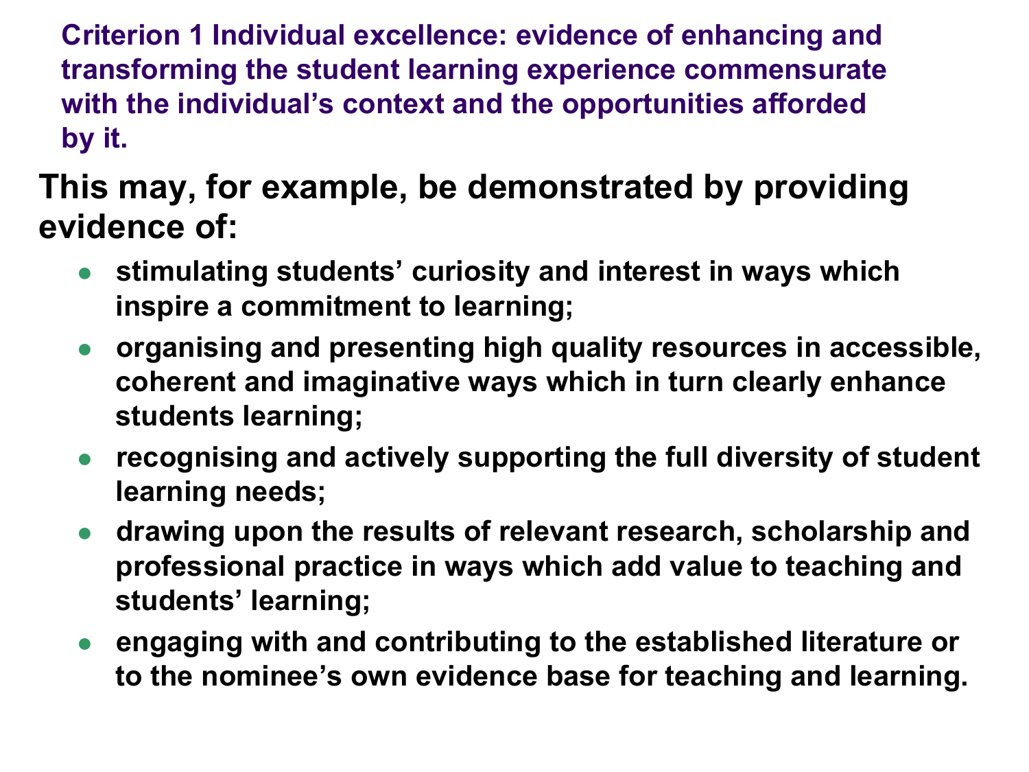## Criterion 1 Individual excellence: evidence of enhancing and transforming the student learning experience commensurate with the individual's context and the opportunities afforded by it.

**This may, for example, be demonstrated by providing evidence of:**

- **stimulating students' curiosity and interest in ways which inspire a commitment to learning;**
- **organising and presenting high quality resources in accessible, coherent and imaginative ways which in turn clearly enhance students learning;**
- **recognising and actively supporting the full diversity of student learning needs;**
- **drawing upon the results of relevant research, scholarship and professional practice in ways which add value to teaching and students' learning;**
- **engaging with and contributing to the established literature or to the nominee's own evidence base for teaching and learning.**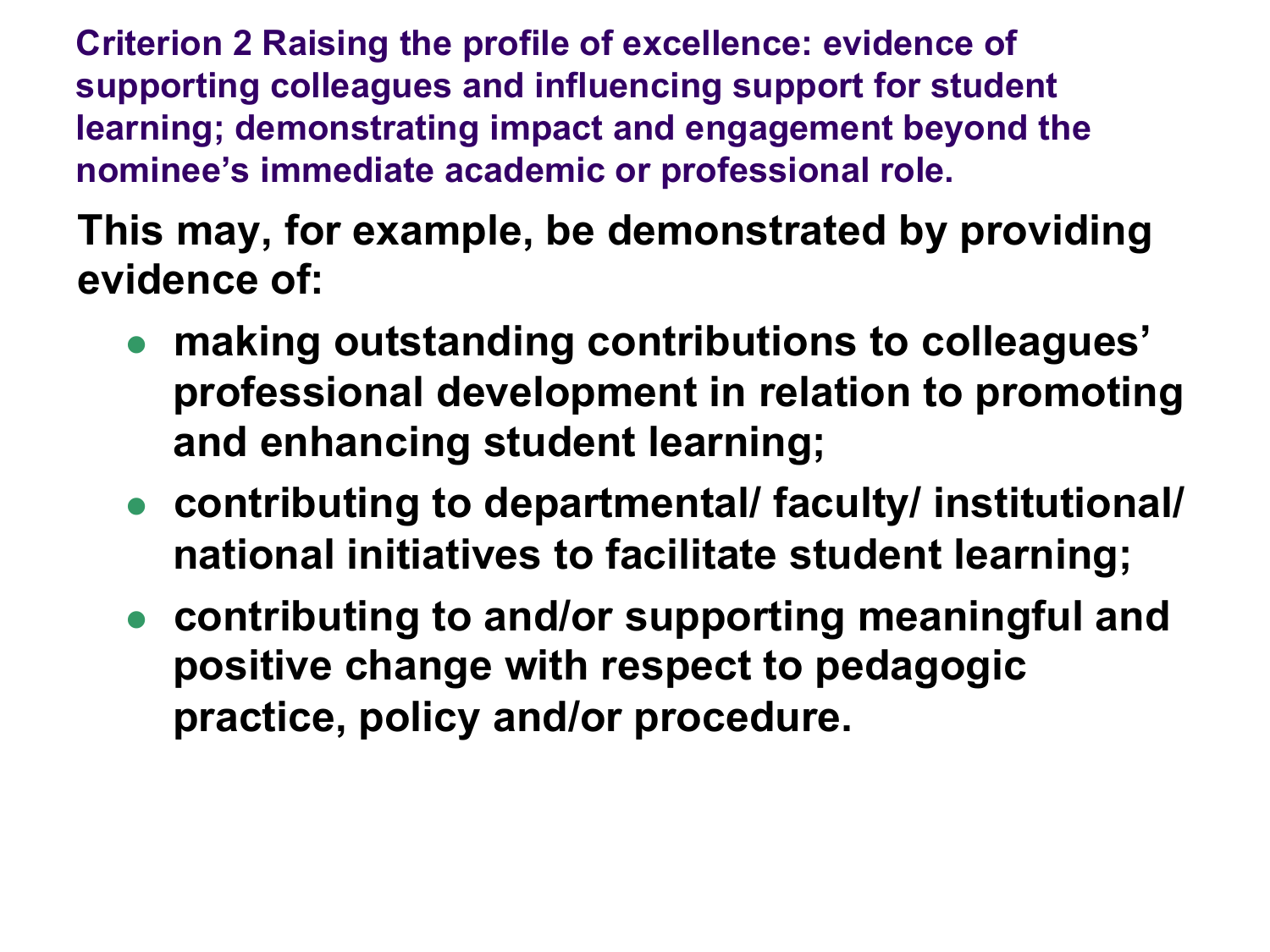**Criterion 2 Raising the profile of excellence: evidence of supporting colleagues and influencing support for student learning; demonstrating impact and engagement beyond the nominee's immediate academic or professional role.**

**This may, for example, be demonstrated by providing evidence of:**

- **making outstanding contributions to colleagues' professional development in relation to promoting and enhancing student learning;**
- **contributing to departmental/ faculty/ institutional/ national initiatives to facilitate student learning;**
- **contributing to and/or supporting meaningful and positive change with respect to pedagogic practice, policy and/or procedure.**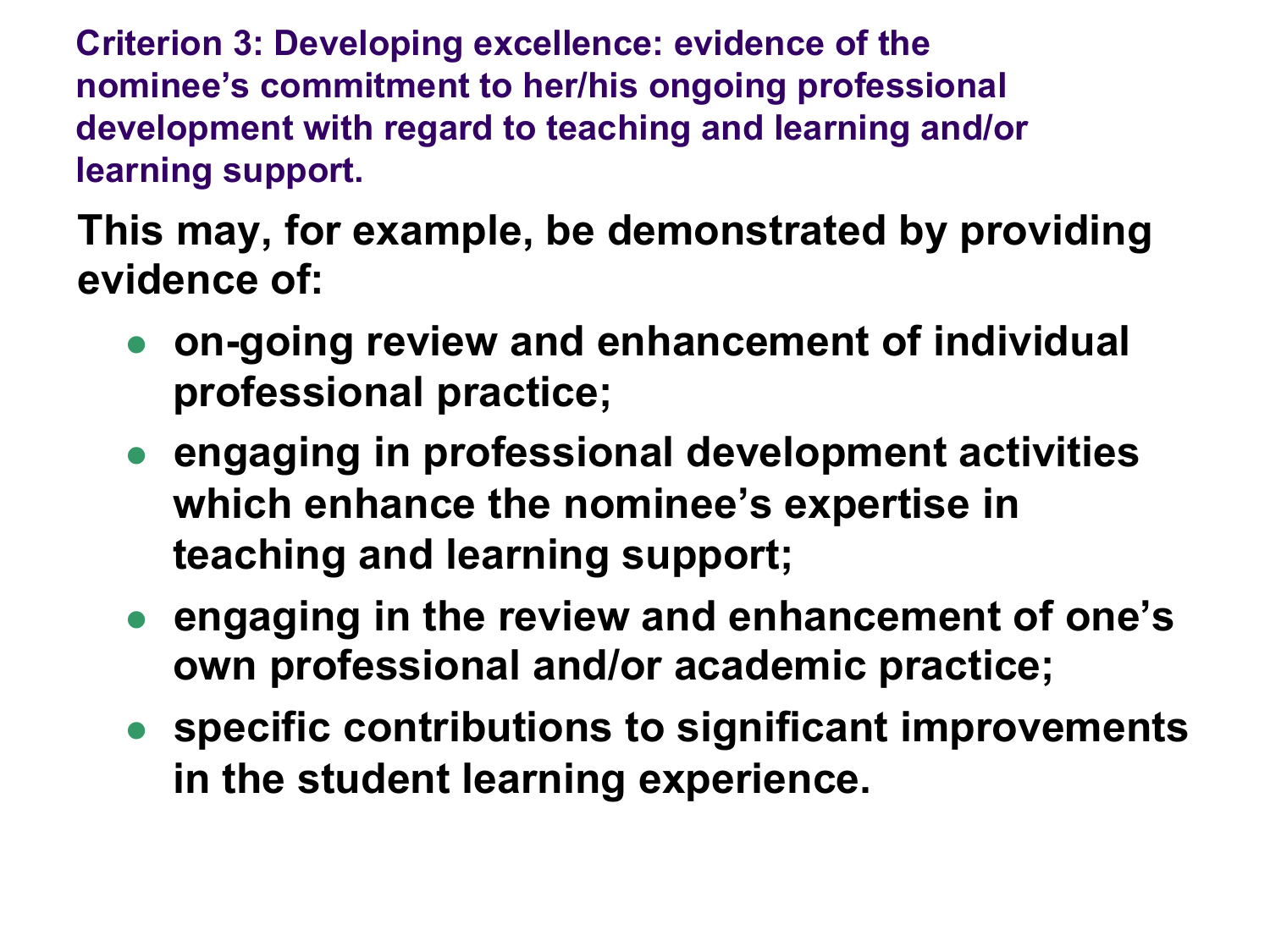### Criterion 3: Developing excellence: evidence of the nominee's commitment to her/his ongoing professional development with regard to teaching and learning and/or learning support.

**This may, for example, be demonstrated by providing evidence of:**

- **on-going review and enhancement of individual professional practice;**
- **engaging in professional development activities which enhance the nominee's expertise in teaching and learning support;**
- **engaging in the review and enhancement of one's own professional and/or academic practice;**
- **specific contributions to significant improvements in the student learning experience.**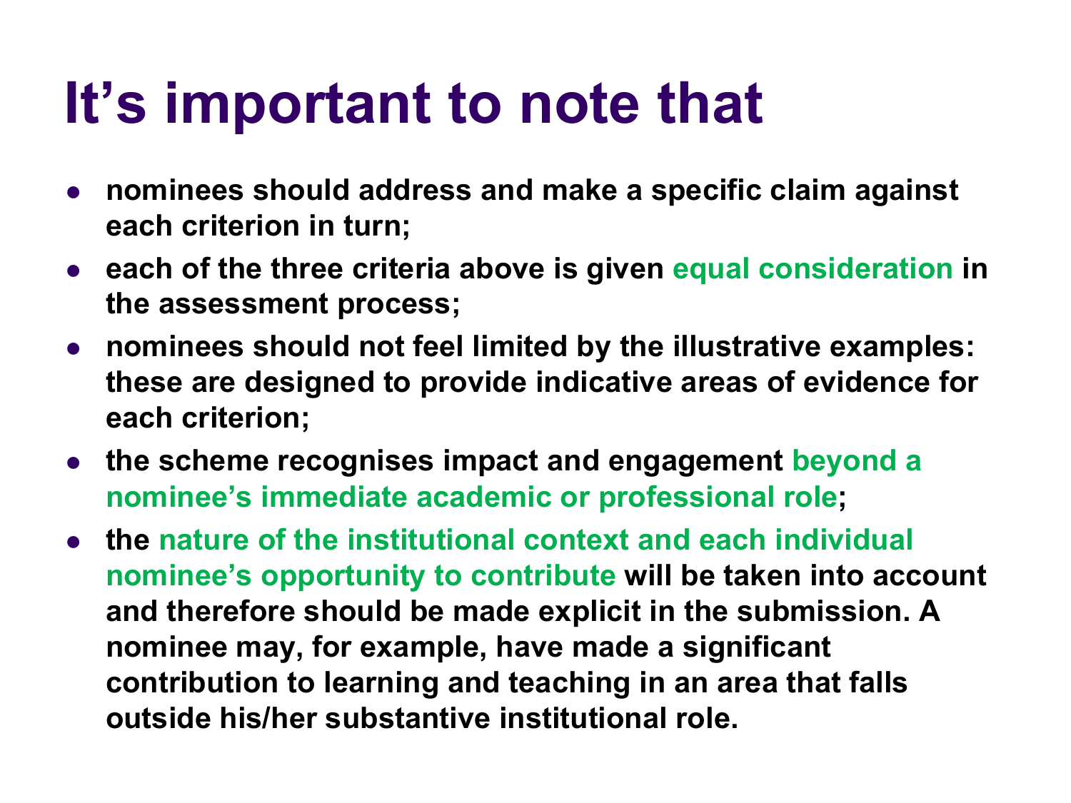# It's important to note that

- nominees should address and make a specific claim against each criterion in turn;
- each of the three criteria above is given equal consideration in the assessment process;
- nominees should not feel limited by the illustrative examples: these are designed to provide indicative areas of evidence for each criterion;
- the scheme recognises impact and engagement beyond a nominee's immediate academic or professional role;
- the nature of the institutional context and each individual nominee's opportunity to contribute will be taken into account and therefore should be made explicit in the submission. A nominee may, for example, have made a significant contribution to learning and teaching in an area that falls outside his/her substantive institutional role.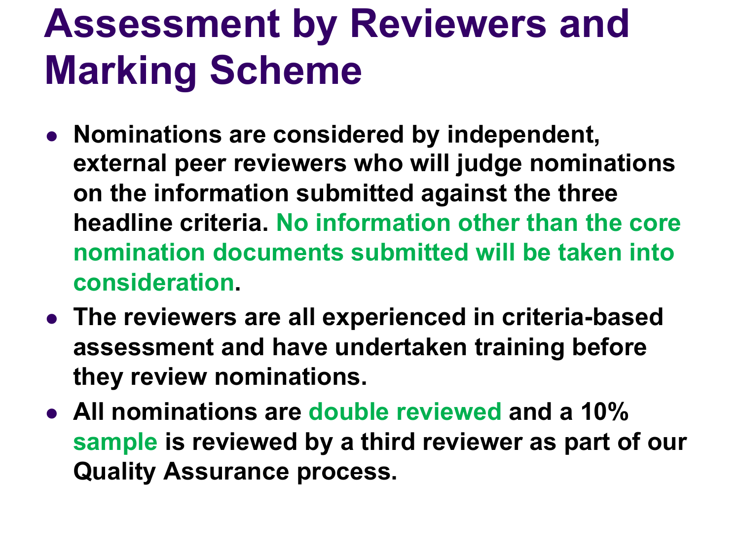# Assessment by Reviewers and Marking Scheme

- Nominations are considered by independent, external peer reviewers who will judge nominations on the information submitted against the three headline criteria. No information other than the core nomination documents submitted will be taken into consideration.
- The reviewers are all experienced in criteria-based assessment and have undertaken training before they review nominations.
- All nominations are double reviewed and a 10% sample is reviewed by a third reviewer as part of our Quality Assurance process.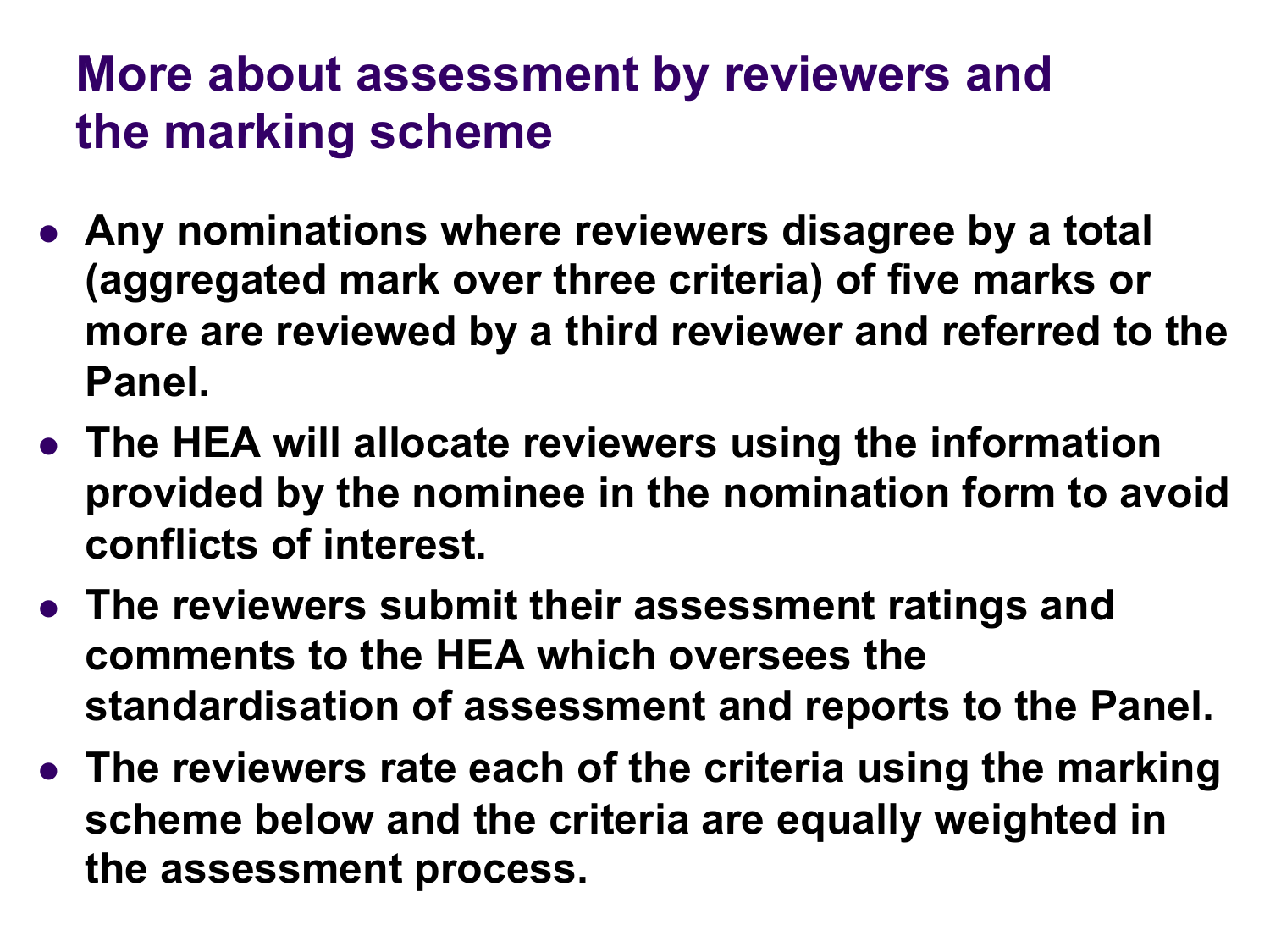# More about assessment by reviewers and the marking scheme

- **Any nominations where reviewers disagree by a total (aggregated mark over three criteria) of five marks or more are reviewed by a third reviewer and referred to the Panel.**
- **The HEA will allocate reviewers using the information provided by the nominee in the nomination form to avoid conflicts of interest.**
- **The reviewers submit their assessment ratings and comments to the HEA which oversees the standardisation of assessment and reports to the Panel.**
- **The reviewers rate each of the criteria using the marking scheme below and the criteria are equally weighted in the assessment process.**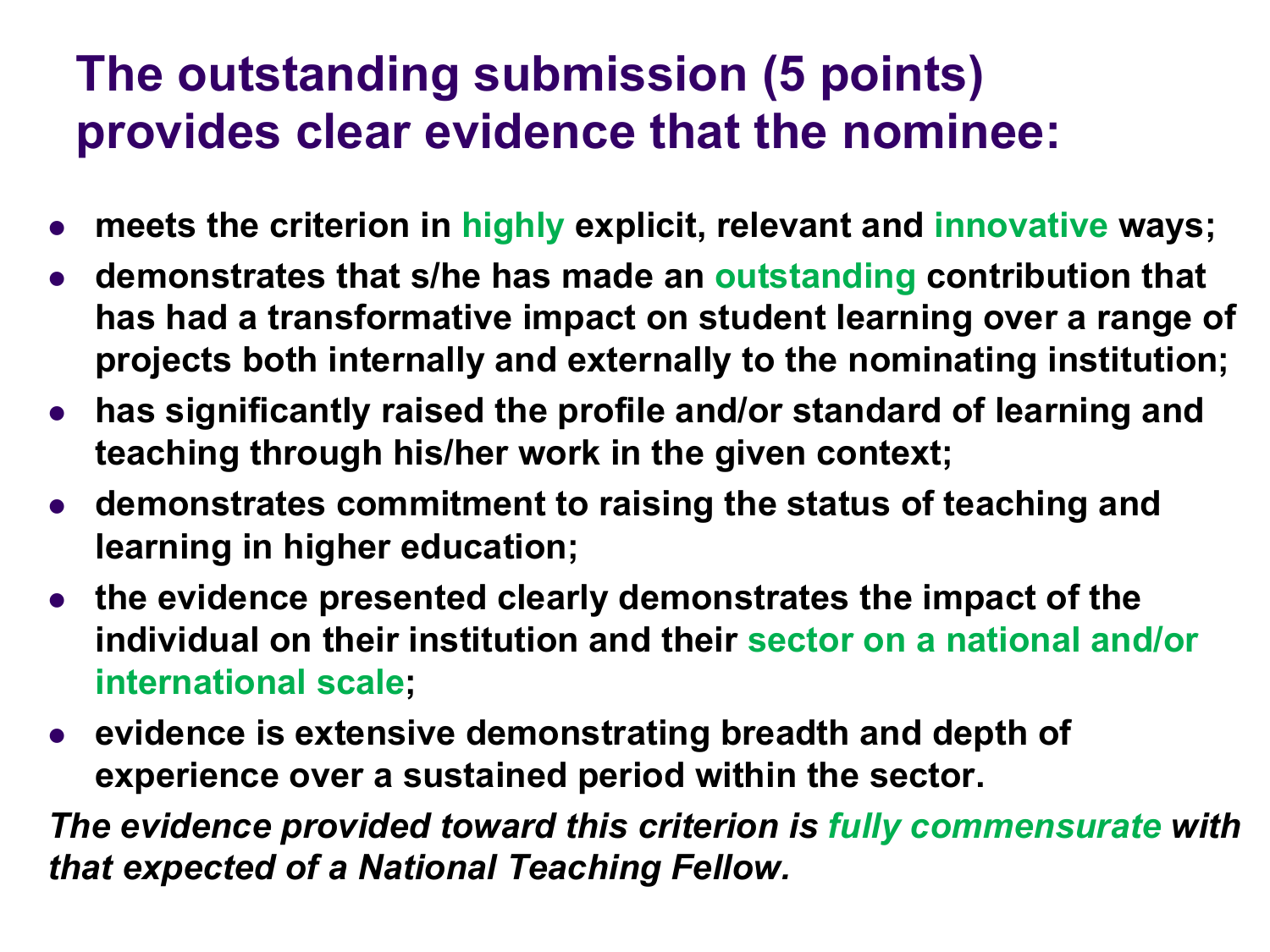# The outstanding submission (5 points) provides clear evidence that the nominee:

- **meets the criterion in highly explicit, relevant and innovative ways;**
- **demonstrates that s/he has made an outstanding contribution that has had a transformative impact on student learning over a range of projects both internally and externally to the nominating institution;**
- **has significantly raised the profile and/or standard of learning and teaching through his/her work in the given context;**
- **demonstrates commitment to raising the status of teaching and learning in higher education;**
- **the evidence presented clearly demonstrates the impact of the individual on their institution and their sector on a national and/or international scale;**
- **evidence is extensive demonstrating breadth and depth of experience over a sustained period within the sector.**

***The evidence provided toward this criterion is fully commensurate with that expected of a National Teaching Fellow.***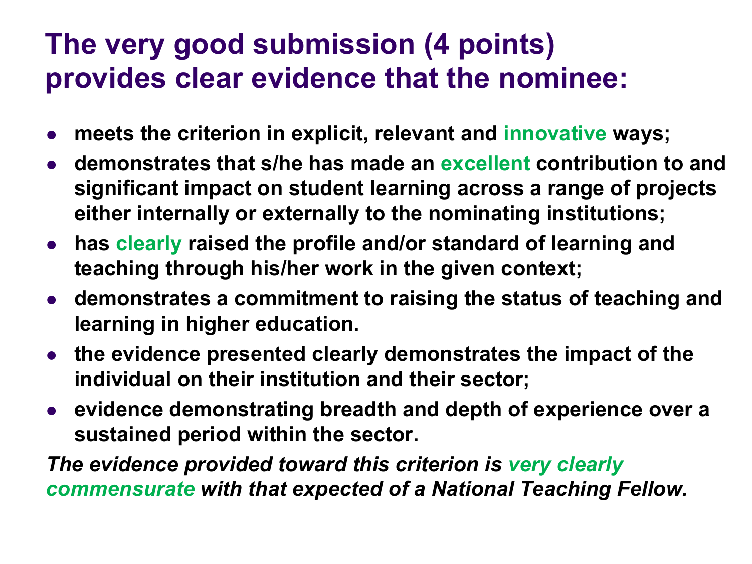# The very good submission (4 points) provides clear evidence that the nominee:

- **meets the criterion in explicit, relevant and innovative ways;**
- **demonstrates that s/he has made an excellent contribution to and significant impact on student learning across a range of projects either internally or externally to the nominating institutions;**
- **has clearly raised the profile and/or standard of learning and teaching through his/her work in the given context;**
- **demonstrates a commitment to raising the status of teaching and learning in higher education.**
- **the evidence presented clearly demonstrates the impact of the individual on their institution and their sector;**
- **evidence demonstrating breadth and depth of experience over a sustained period within the sector.**

***The evidence provided toward this criterion is very clearly commensurate with that expected of a National Teaching Fellow.***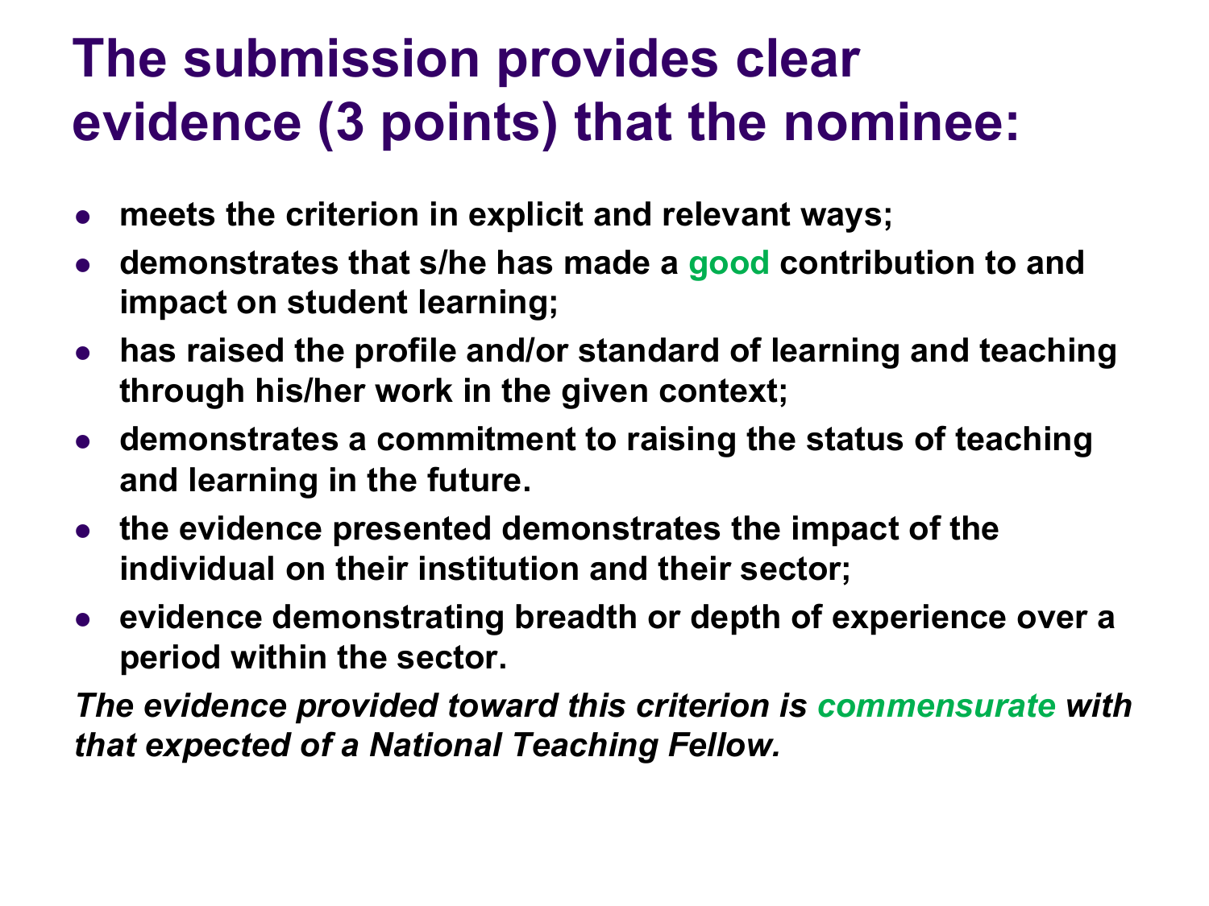# The submission provides clear evidence (3 points) that the nominee:

- **meets the criterion in explicit and relevant ways;**
- **demonstrates that s/he has made a good contribution to and impact on student learning;**
- **has raised the profile and/or standard of learning and teaching through his/her work in the given context;**
- **demonstrates a commitment to raising the status of teaching and learning in the future.**
- **the evidence presented demonstrates the impact of the individual on their institution and their sector;**
- **evidence demonstrating breadth or depth of experience over a period within the sector.**

***The evidence provided toward this criterion is commensurate with that expected of a National Teaching Fellow.***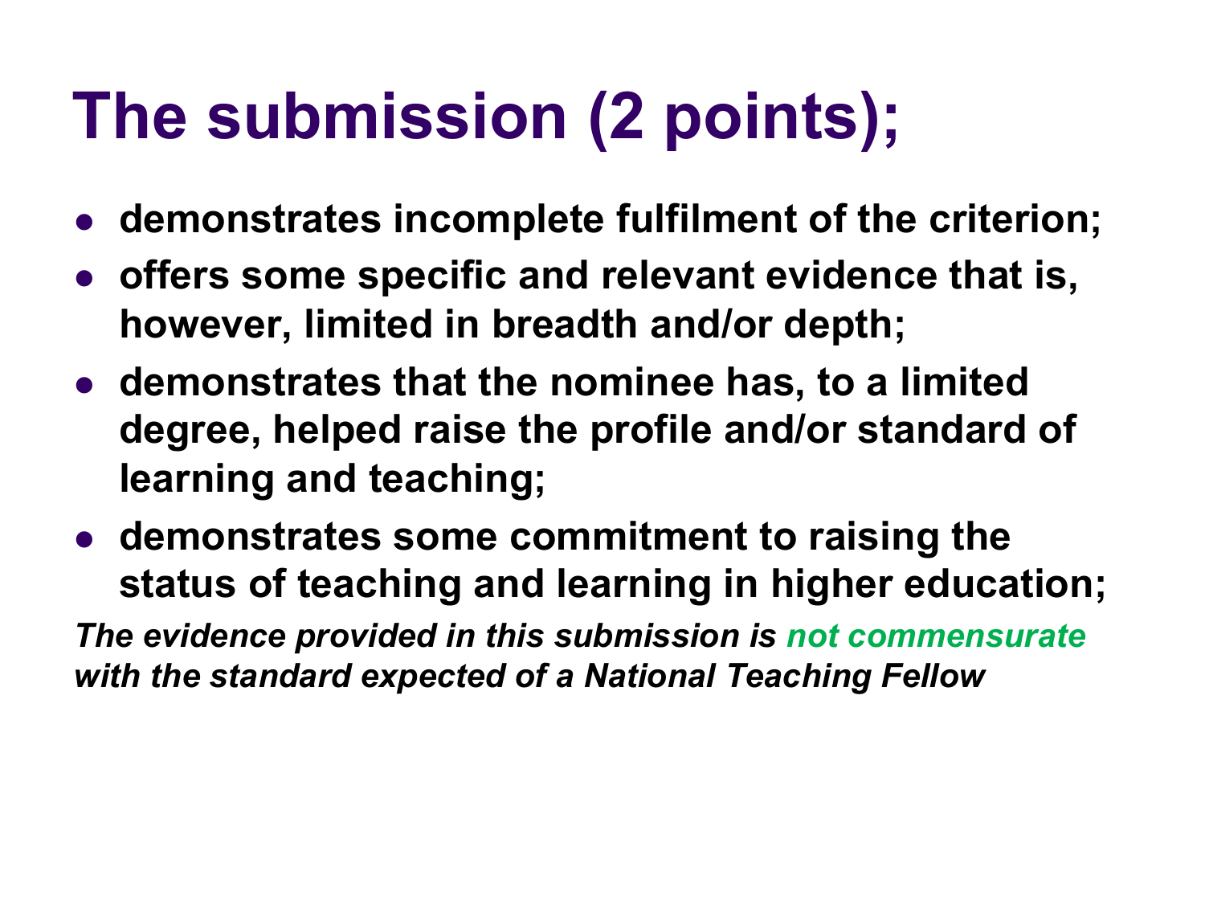# The submission (2 points);

- **demonstrates incomplete fulfilment of the criterion;**
- **offers some specific and relevant evidence that is, however, limited in breadth and/or depth;**
- **demonstrates that the nominee has, to a limited degree, helped raise the profile and/or standard of learning and teaching;**
- **demonstrates some commitment to raising the status of teaching and learning in higher education;**

***The evidence provided in this submission is not commensurate with the standard expected of a National Teaching Fellow***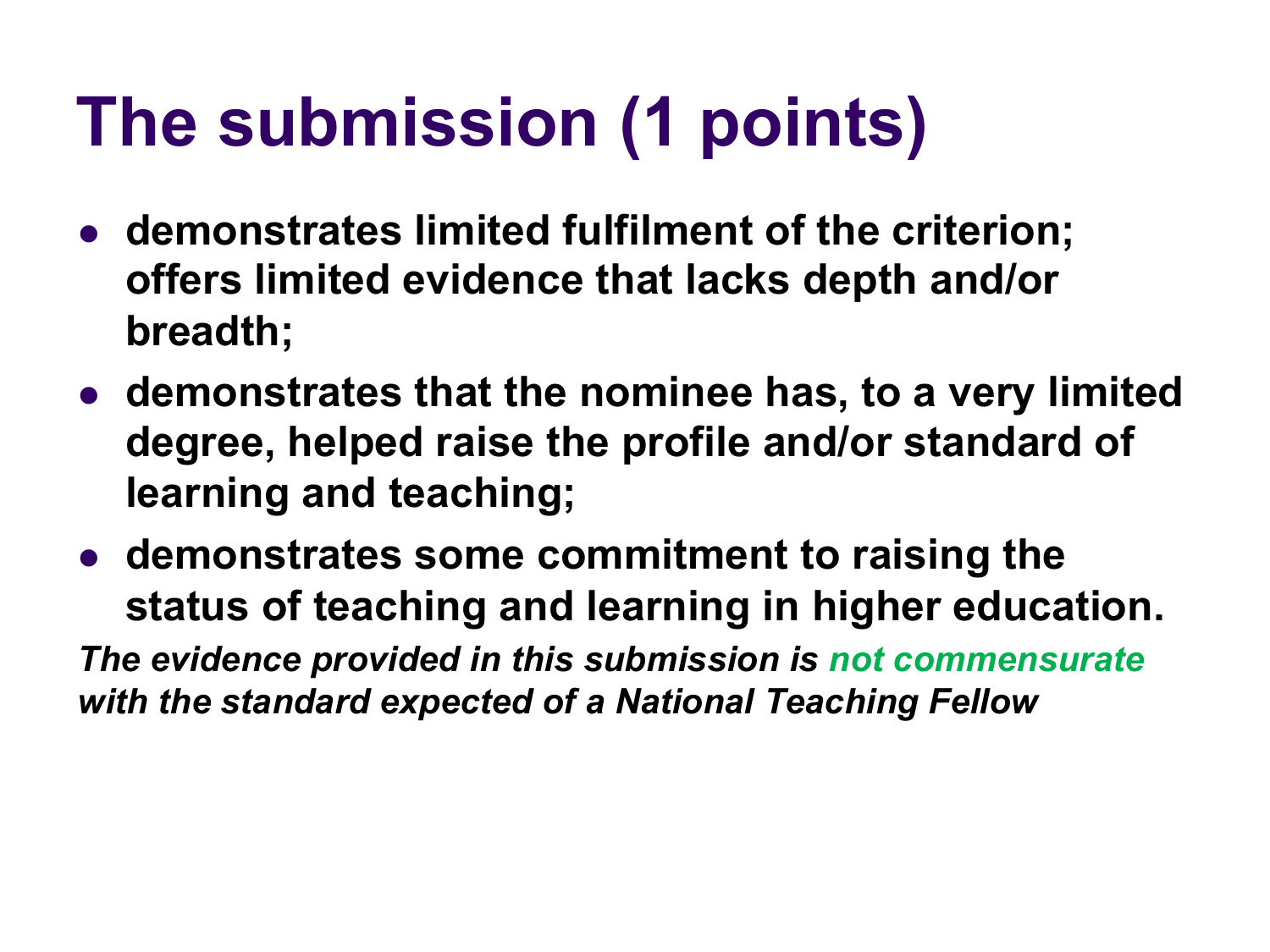# The submission (1 points)

- **demonstrates limited fulfilment of the criterion; offers limited evidence that lacks depth and/or breadth;**
- **demonstrates that the nominee has, to a very limited degree, helped raise the profile and/or standard of learning and teaching;**
- **demonstrates some commitment to raising the status of teaching and learning in higher education.**

***The evidence provided in this submission is not commensurate with the standard expected of a National Teaching Fellow***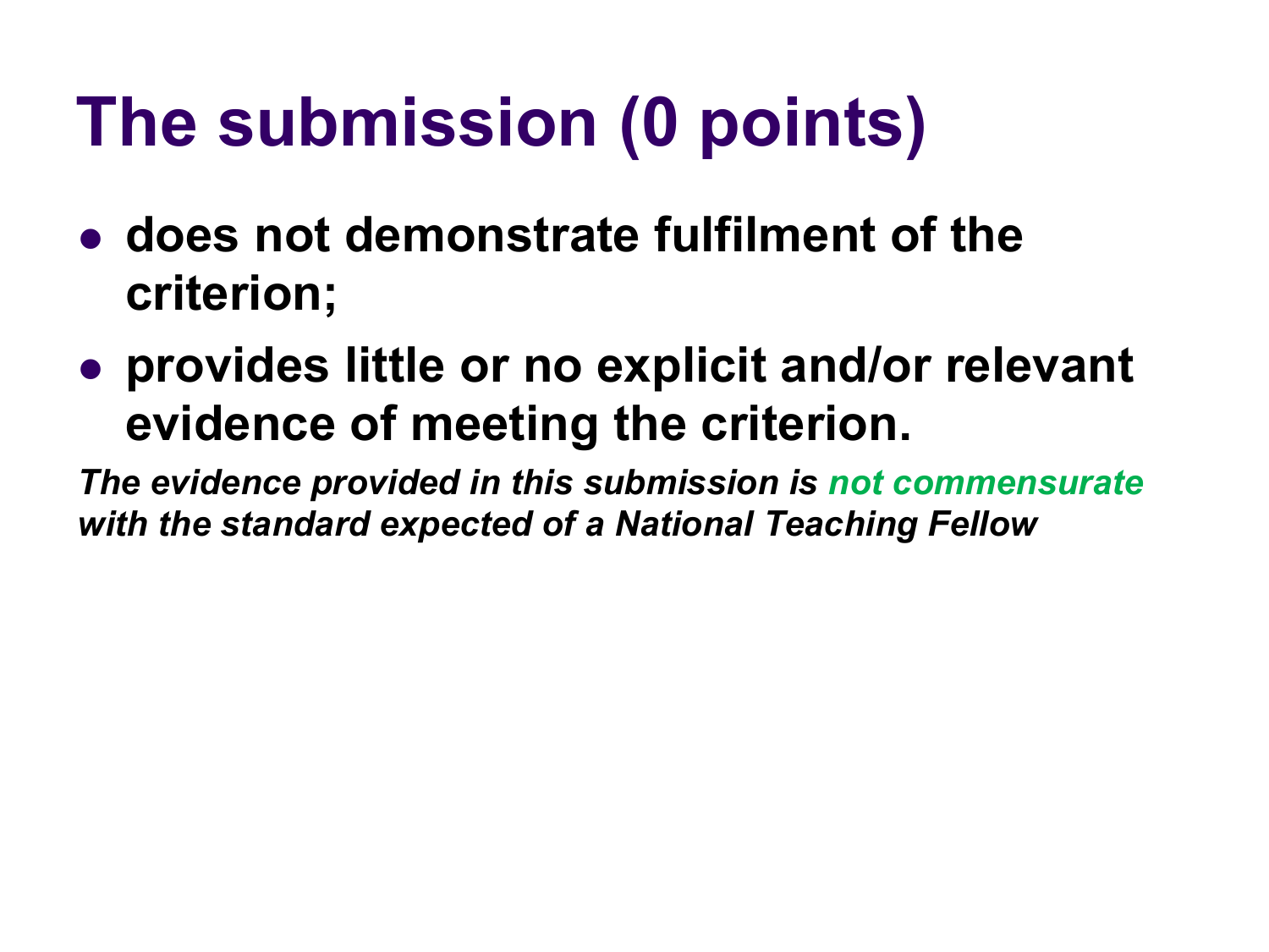# The submission (0 points)

- **does not demonstrate fulfilment of the criterion;**
- **provides little or no explicit and/or relevant evidence of meeting the criterion.**

***The evidence provided in this submission is not commensurate with the standard expected of a National Teaching Fellow***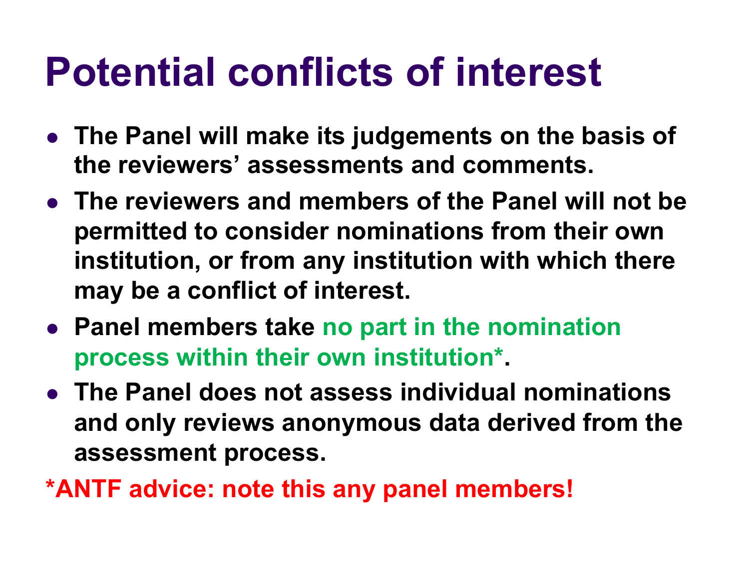# Potential conflicts of interest

- **The Panel will make its judgements on the basis of the reviewers' assessments and comments.**
- **The reviewers and members of the Panel will not be permitted to consider nominations from their own institution, or from any institution with which there may be a conflict of interest.**
- **Panel members take no part in the nomination process within their own institution*.**
- **The Panel does not assess individual nominations and only reviews anonymous data derived from the assessment process.**

***ANTF advice: note this any panel members!**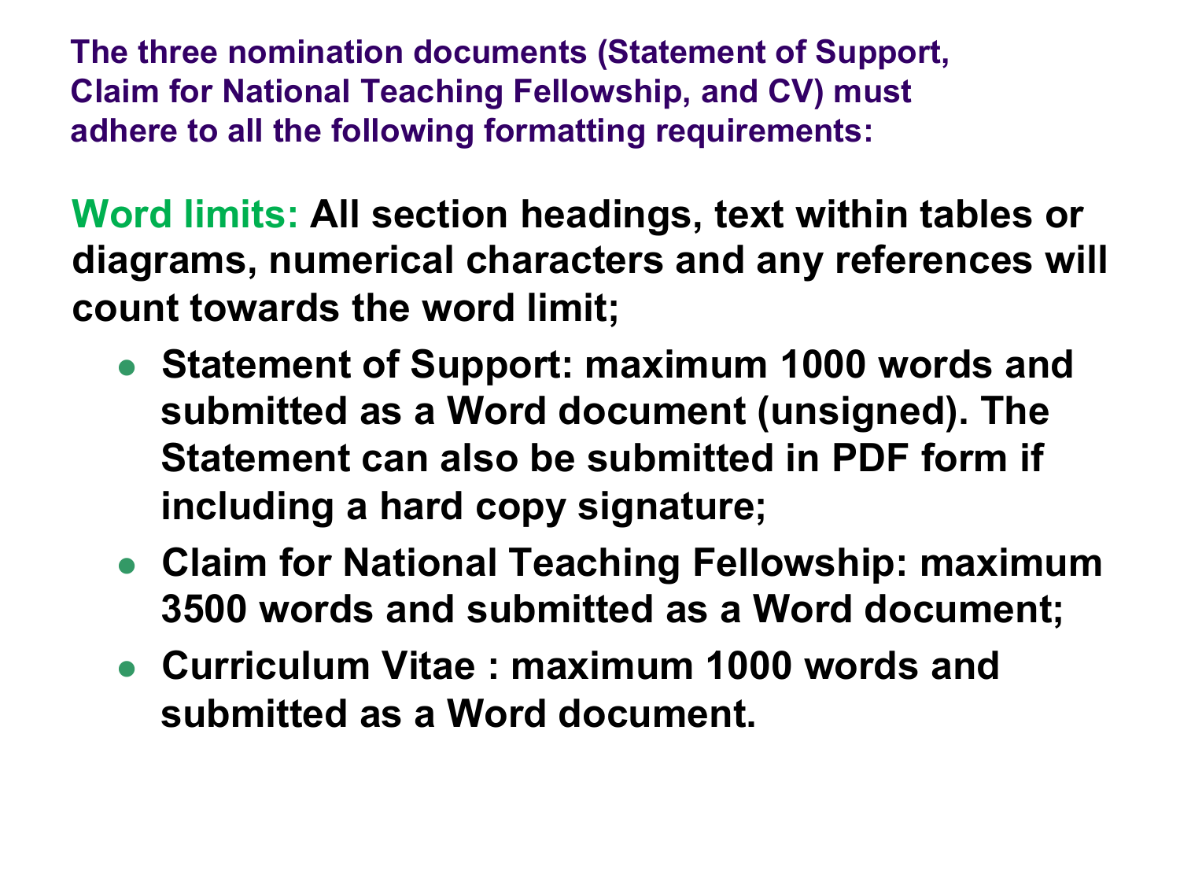**The three nomination documents (Statement of Support, Claim for National Teaching Fellowship, and CV) must adhere to all the following formatting requirements:**

**Word limits: All section headings, text within tables or diagrams, numerical characters and any references will count towards the word limit;**

- **Statement of Support: maximum 1000 words and submitted as a Word document (unsigned). The Statement can also be submitted in PDF form if including a hard copy signature;**
- **Claim for National Teaching Fellowship: maximum 3500 words and submitted as a Word document;**
- **Curriculum Vitae : maximum 1000 words and submitted as a Word document.**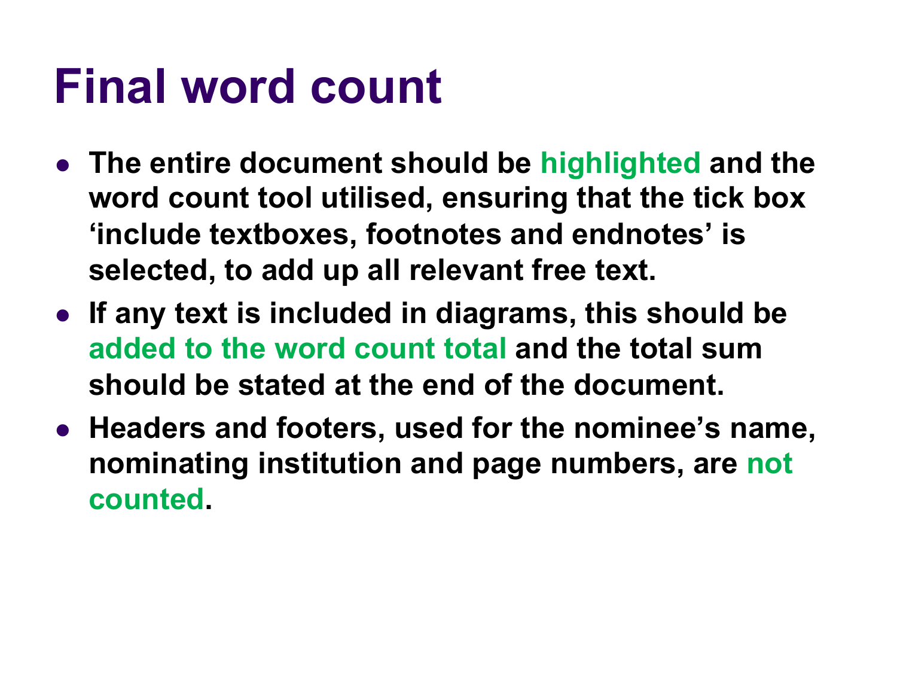# Final word count

- **The entire document should be highlighted and the word count tool utilised, ensuring that the tick box 'include textboxes, footnotes and endnotes' is selected, to add up all relevant free text.**
- **If any text is included in diagrams, this should be added to the word count total and the total sum should be stated at the end of the document.**
- **Headers and footers, used for the nominee's name, nominating institution and page numbers, are not counted.**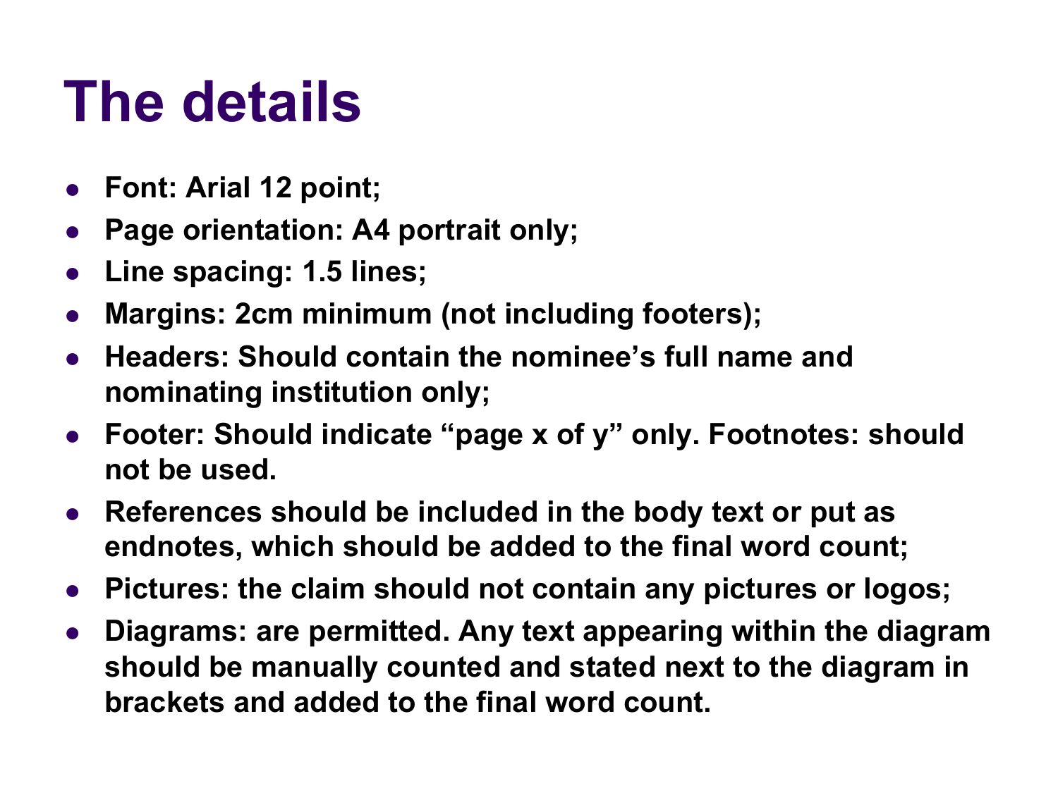# The details

- **Font: Arial 12 point;**
- **Page orientation: A4 portrait only;**
- **Line spacing: 1.5 lines;**
- **Margins: 2cm minimum (not including footers);**
- **Headers: Should contain the nominee's full name and nominating institution only;**
- **Footer: Should indicate "page x of y" only. Footnotes: should not be used.**
- **References should be included in the body text or put as endnotes, which should be added to the final word count;**
- **Pictures: the claim should not contain any pictures or logos;**
- **Diagrams: are permitted. Any text appearing within the diagram should be manually counted and stated next to the diagram in brackets and added to the final word count.**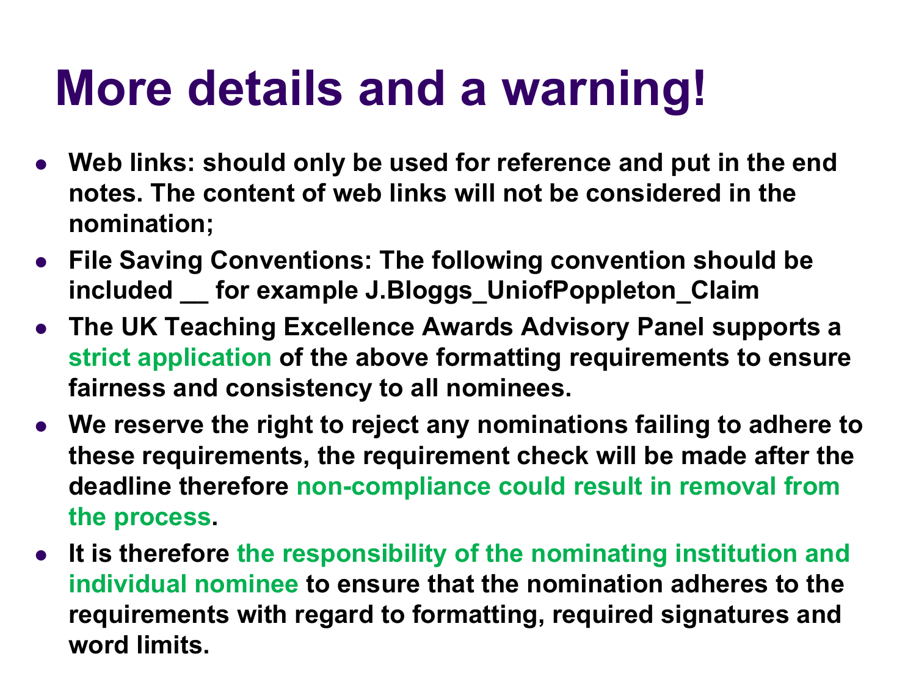# More details and a warning!

- **Web links: should only be used for reference and put in the end notes. The content of web links will not be considered in the nomination;**
- **File Saving Conventions: The following convention should be included __ for example J.Bloggs_UniofPoppleton_Claim**
- **The UK Teaching Excellence Awards Advisory Panel supports a strict application of the above formatting requirements to ensure fairness and consistency to all nominees.**
- **We reserve the right to reject any nominations failing to adhere to these requirements, the requirement check will be made after the deadline therefore non-compliance could result in removal from the process.**
- **It is therefore the responsibility of the nominating institution and individual nominee to ensure that the nomination adheres to the requirements with regard to formatting, required signatures and word limits.**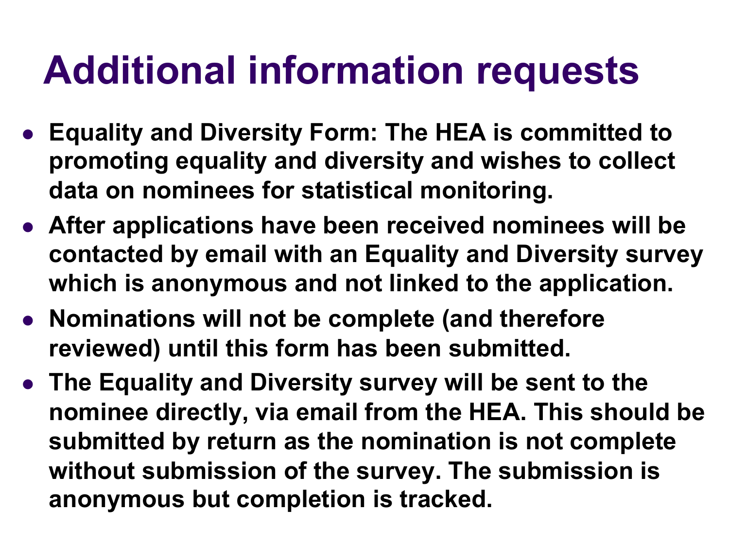# Additional information requests

- **Equality and Diversity Form: The HEA is committed to promoting equality and diversity and wishes to collect data on nominees for statistical monitoring.**
- **After applications have been received nominees will be contacted by email with an Equality and Diversity survey which is anonymous and not linked to the application.**
- **Nominations will not be complete (and therefore reviewed) until this form has been submitted.**
- **The Equality and Diversity survey will be sent to the nominee directly, via email from the HEA. This should be submitted by return as the nomination is not complete without submission of the survey. The submission is anonymous but completion is tracked.**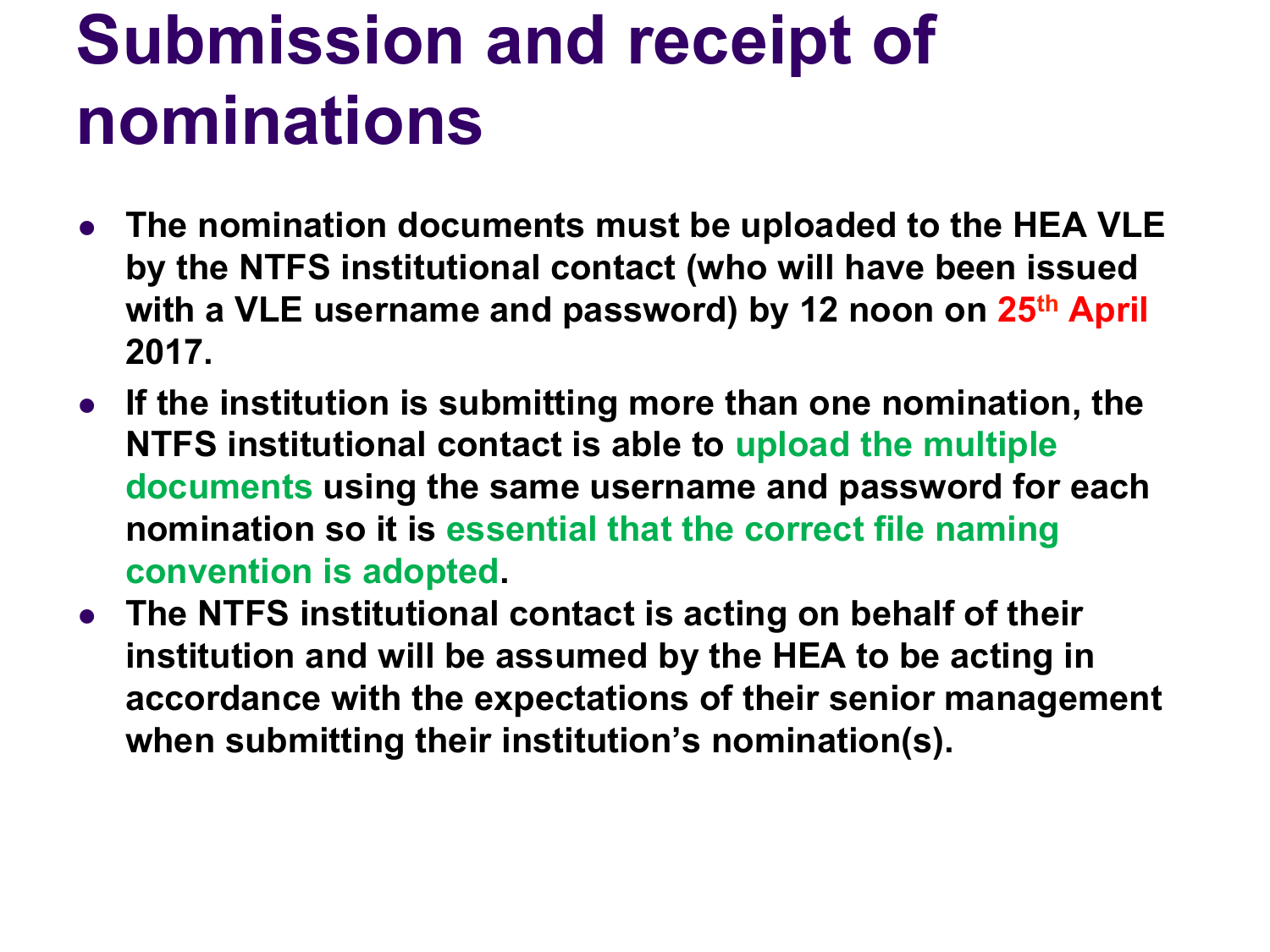# Submission and receipt of nominations

- **The nomination documents must be uploaded to the HEA VLE by the NTFS institutional contact (who will have been issued with a VLE username and password) by 12 noon on 25th April 2017.**
- **If the institution is submitting more than one nomination, the NTFS institutional contact is able to upload the multiple documents using the same username and password for each nomination so it is essential that the correct file naming convention is adopted.**
- **The NTFS institutional contact is acting on behalf of their institution and will be assumed by the HEA to be acting in accordance with the expectations of their senior management when submitting their institution's nomination(s).**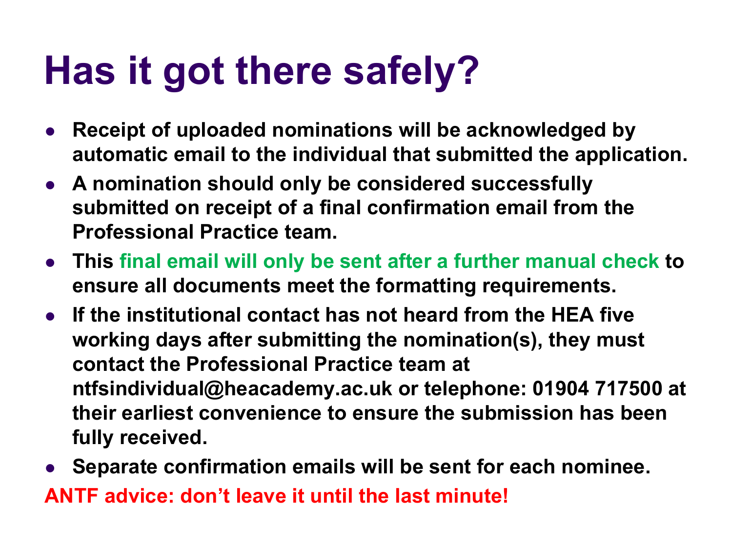# Has it got there safely?

- **Receipt of uploaded nominations will be acknowledged by automatic email to the individual that submitted the application.**
- **A nomination should only be considered successfully submitted on receipt of a final confirmation email from the Professional Practice team.**
- **This final email will only be sent after a further manual check to ensure all documents meet the formatting requirements.**
- **If the institutional contact has not heard from the HEA five working days after submitting the nomination(s), they must contact the Professional Practice team at ntfsindividual@heacademy.ac.uk or telephone: 01904 717500 at their earliest convenience to ensure the submission has been fully received.**
- **Separate confirmation emails will be sent for each nominee.**

**ANTF advice: don't leave it until the last minute!**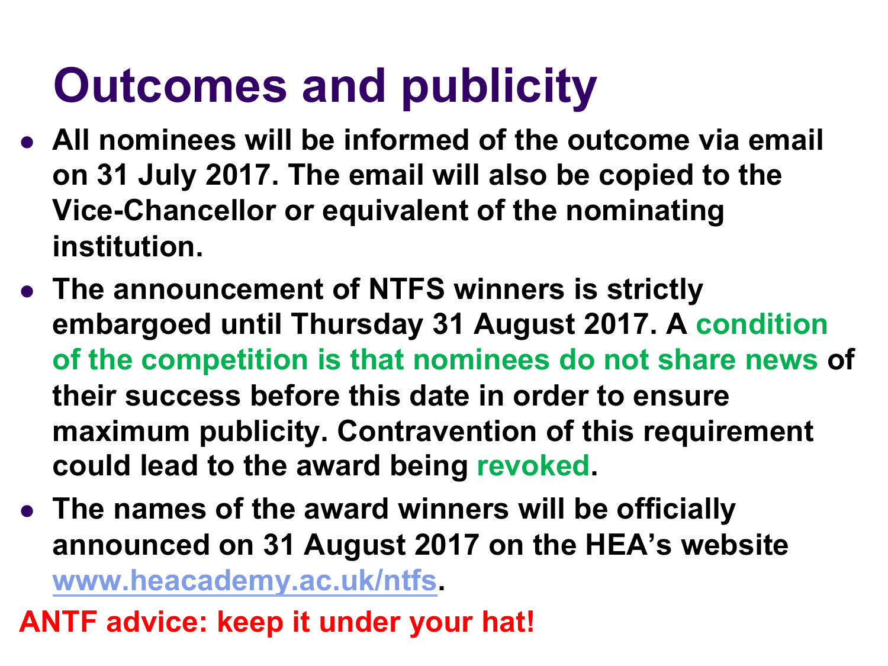# Outcomes and publicity

- **All nominees will be informed of the outcome via email on 31 July 2017. The email will also be copied to the Vice-Chancellor or equivalent of the nominating institution.**
- **The announcement of NTFS winners is strictly embargoed until Thursday 31 August 2017. A condition of the competition is that nominees do not share news of their success before this date in order to ensure maximum publicity. Contravention of this requirement could lead to the award being revoked.**
- **The names of the award winners will be officially announced on 31 August 2017 on the HEA's website [www.heacademy.ac.uk/ntfs](www.heacademy.ac.uk/ntfs).**

**ANTF advice: keep it under your hat!**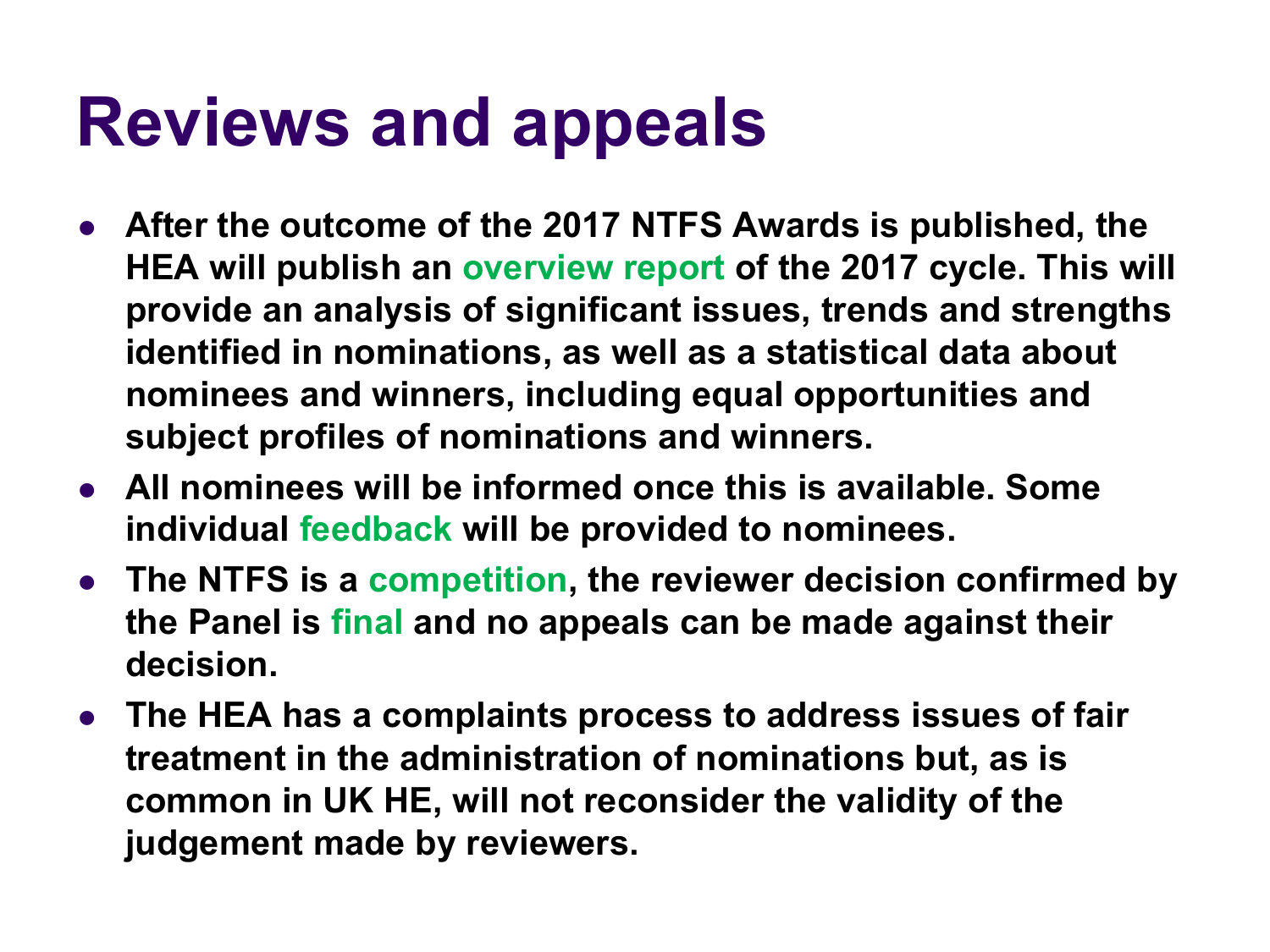# Reviews and appeals

- **After the outcome of the 2017 NTFS Awards is published, the HEA will publish an overview report of the 2017 cycle. This will provide an analysis of significant issues, trends and strengths identified in nominations, as well as a statistical data about nominees and winners, including equal opportunities and subject profiles of nominations and winners.**
- **All nominees will be informed once this is available. Some individual feedback will be provided to nominees.**
- **The NTFS is a competition, the reviewer decision confirmed by the Panel is final and no appeals can be made against their decision.**
- **The HEA has a complaints process to address issues of fair treatment in the administration of nominations but, as is common in UK HE, will not reconsider the validity of the judgement made by reviewers.**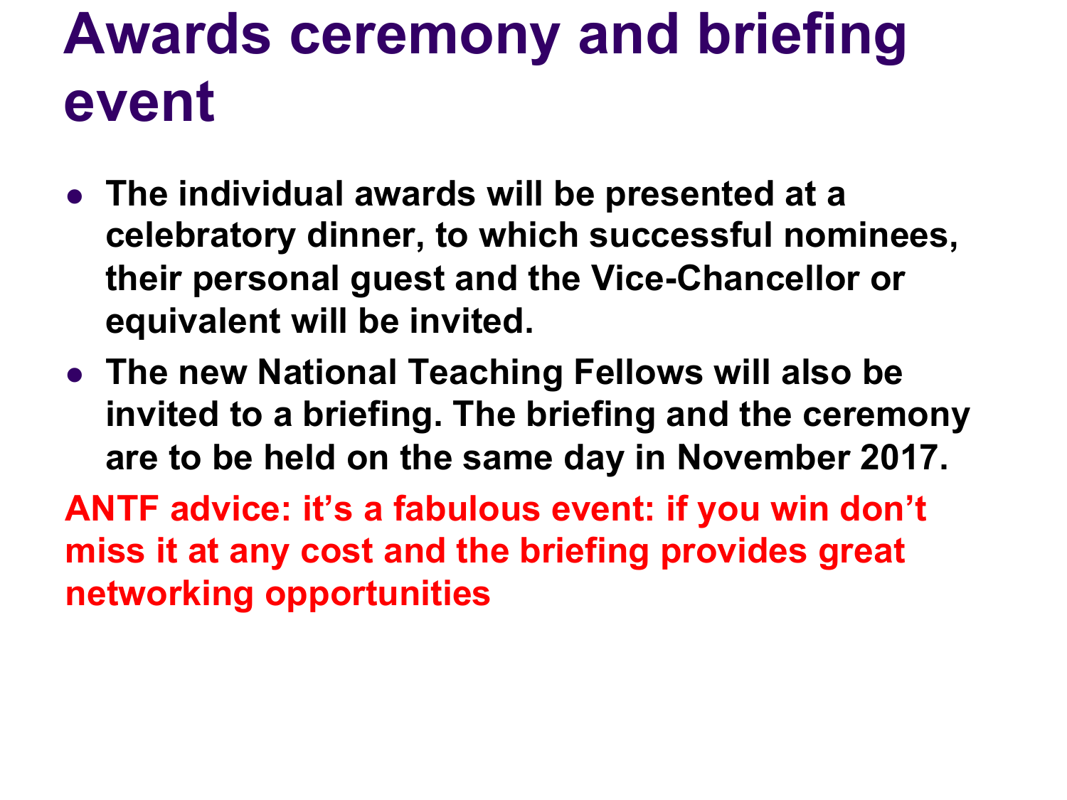# Awards ceremony and briefing event

- **The individual awards will be presented at a celebratory dinner, to which successful nominees, their personal guest and the Vice-Chancellor or equivalent will be invited.**
- **The new National Teaching Fellows will also be invited to a briefing. The briefing and the ceremony are to be held on the same day in November 2017.**

**ANTF advice: it's a fabulous event: if you win don't miss it at any cost and the briefing provides great networking opportunities**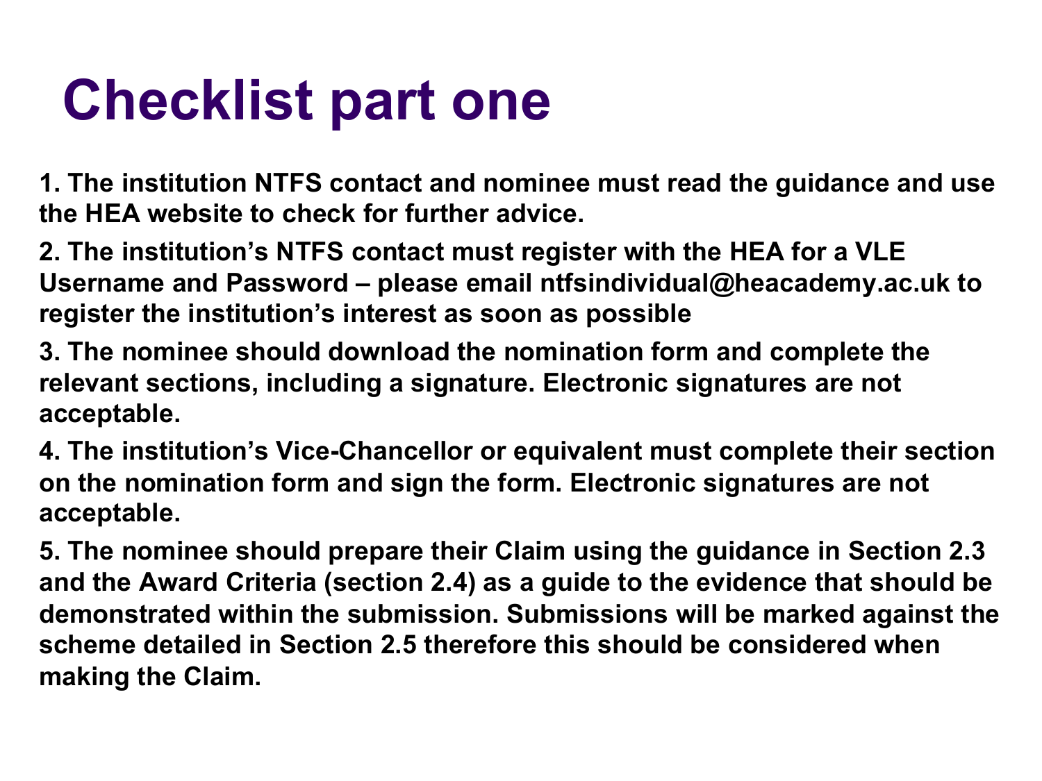# Checklist part one

**1. The institution NTFS contact and nominee must read the guidance and use the HEA website to check for further advice.**

**2. The institution's NTFS contact must register with the HEA for a VLE Username and Password – please email ntfsindividual@heacademy.ac.uk to register the institution's interest as soon as possible**

**3. The nominee should download the nomination form and complete the relevant sections, including a signature. Electronic signatures are not acceptable.**

**4. The institution's Vice-Chancellor or equivalent must complete their section on the nomination form and sign the form. Electronic signatures are not acceptable.**

**5. The nominee should prepare their Claim using the guidance in Section 2.3 and the Award Criteria (section 2.4) as a guide to the evidence that should be demonstrated within the submission. Submissions will be marked against the scheme detailed in Section 2.5 therefore this should be considered when making the Claim.**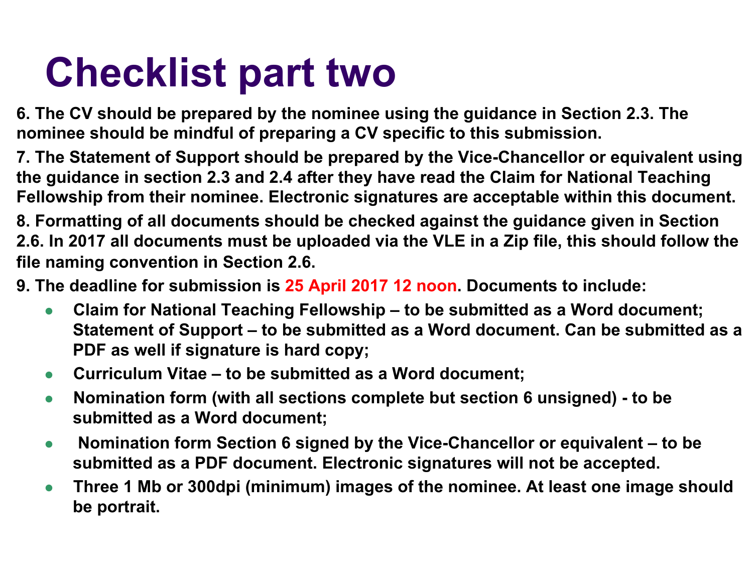# Checklist part two

**6. The CV should be prepared by the nominee using the guidance in Section 2.3. The nominee should be mindful of preparing a CV specific to this submission.**

**7. The Statement of Support should be prepared by the Vice-Chancellor or equivalent using the guidance in section 2.3 and 2.4 after they have read the Claim for National Teaching Fellowship from their nominee. Electronic signatures are acceptable within this document.**

**8. Formatting of all documents should be checked against the guidance given in Section 2.6. In 2017 all documents must be uploaded via the VLE in a Zip file, this should follow the file naming convention in Section 2.6.**

**9. The deadline for submission is 25 April 2017 12 noon. Documents to include:**

- **Claim for National Teaching Fellowship – to be submitted as a Word document; Statement of Support – to be submitted as a Word document. Can be submitted as a PDF as well if signature is hard copy;**
- **Curriculum Vitae – to be submitted as a Word document;**
- **Nomination form (with all sections complete but section 6 unsigned) - to be submitted as a Word document;**
- **Nomination form Section 6 signed by the Vice-Chancellor or equivalent – to be submitted as a PDF document. Electronic signatures will not be accepted.**
- **Three 1 Mb or 300dpi (minimum) images of the nominee. At least one image should be portrait.**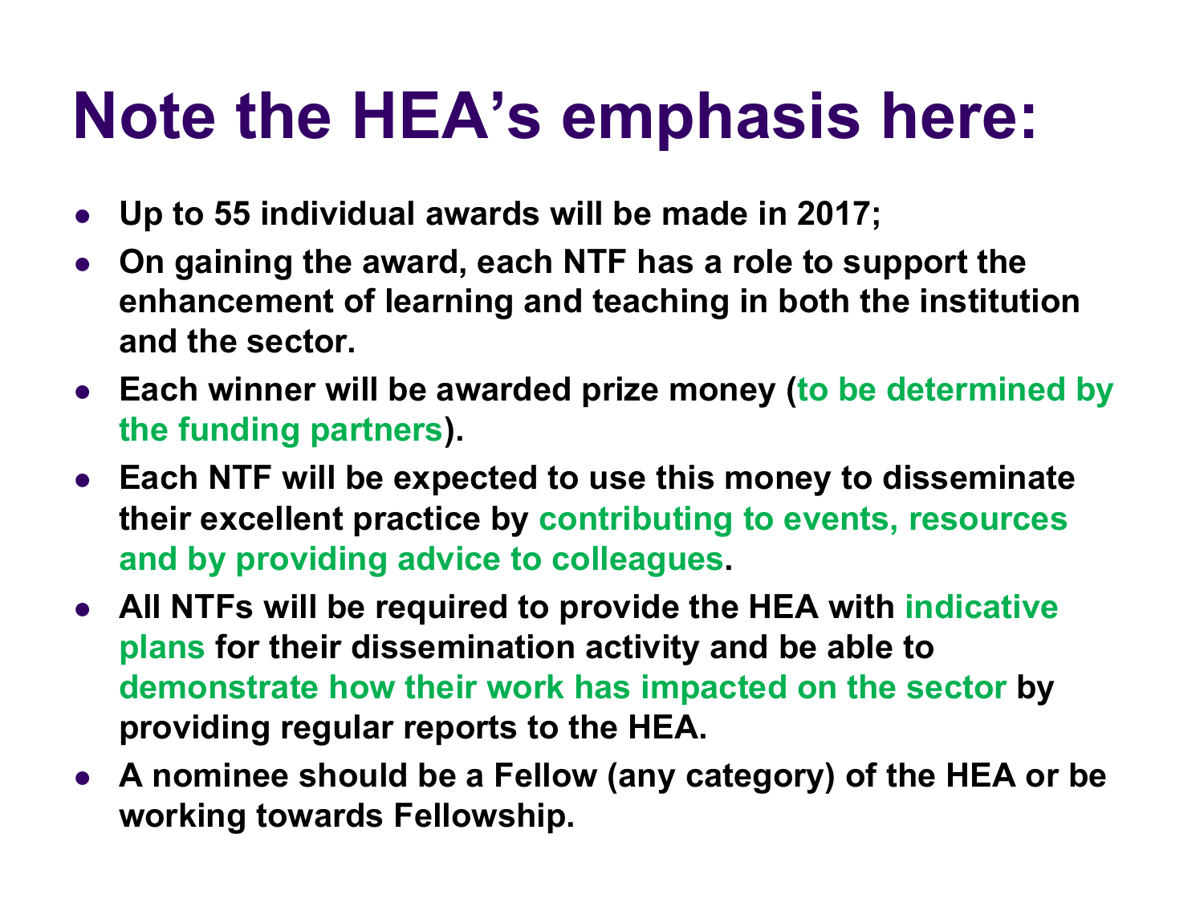# Note the HEA's emphasis here:

- **Up to 55 individual awards will be made in 2017;**
- **On gaining the award, each NTF has a role to support the enhancement of learning and teaching in both the institution and the sector.**
- **Each winner will be awarded prize money (to be determined by the funding partners).**
- **Each NTF will be expected to use this money to disseminate their excellent practice by contributing to events, resources and by providing advice to colleagues.**
- **All NTFs will be required to provide the HEA with indicative plans for their dissemination activity and be able to demonstrate how their work has impacted on the sector by providing regular reports to the HEA.**
- **A nominee should be a Fellow (any category) of the HEA or be working towards Fellowship.**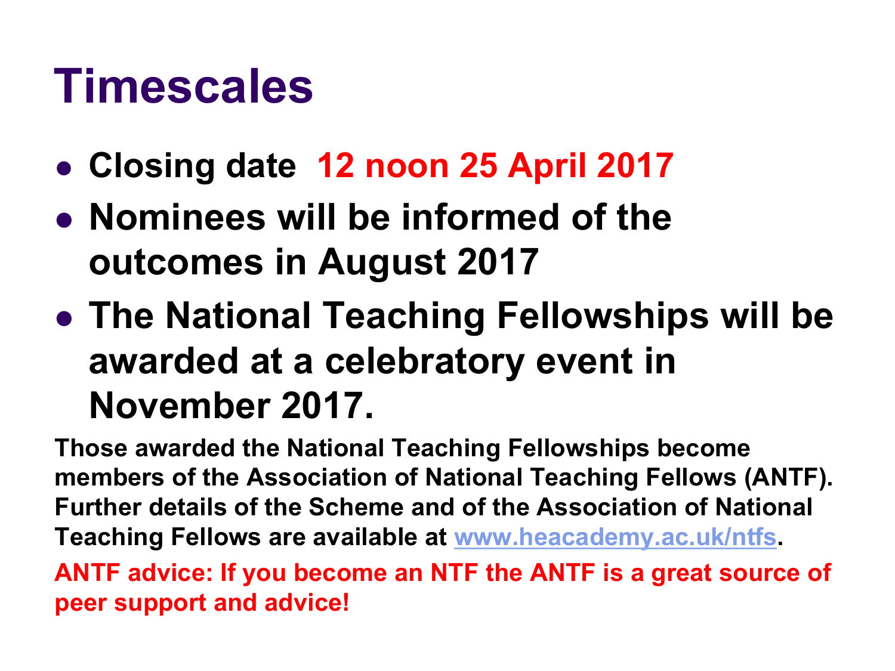# Timescales

- **Closing date 12 noon 25 April 2017**
- **Nominees will be informed of the outcomes in August 2017**
- **The National Teaching Fellowships will be awarded at a celebratory event in November 2017.**

**Those awarded the National Teaching Fellowships become members of the Association of National Teaching Fellows (ANTF). Further details of the Scheme and of the Association of National Teaching Fellows are available at www.heacademy.ac.uk/ntfs.**

**ANTF advice: If you become an NTF the ANTF is a great source of peer support and advice!**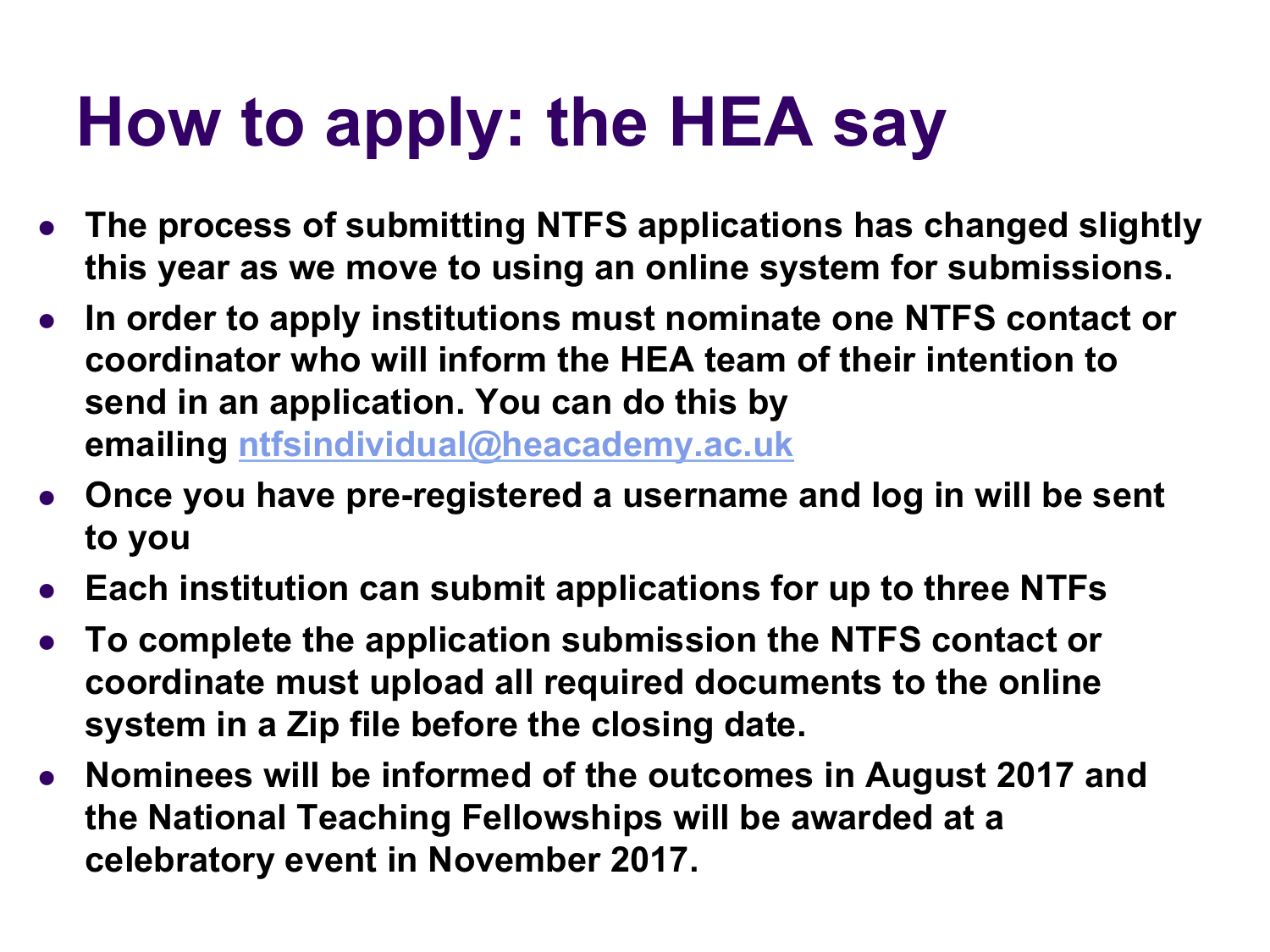# How to apply: the HEA say

- **The process of submitting NTFS applications has changed slightly this year as we move to using an online system for submissions.**
- **In order to apply institutions must nominate one NTFS contact or coordinator who will inform the HEA team of their intention to send in an application. You can do this by emailing [ntfsindividual@heacademy.ac.uk](mailto:ntfsindividual@heacademy.ac.uk)**
- **Once you have pre-registered a username and log in will be sent to you**
- **Each institution can submit applications for up to three NTFs**
- **To complete the application submission the NTFS contact or coordinate must upload all required documents to the online system in a Zip file before the closing date.**
- **Nominees will be informed of the outcomes in August 2017 and the National Teaching Fellowships will be awarded at a celebratory event in November 2017.**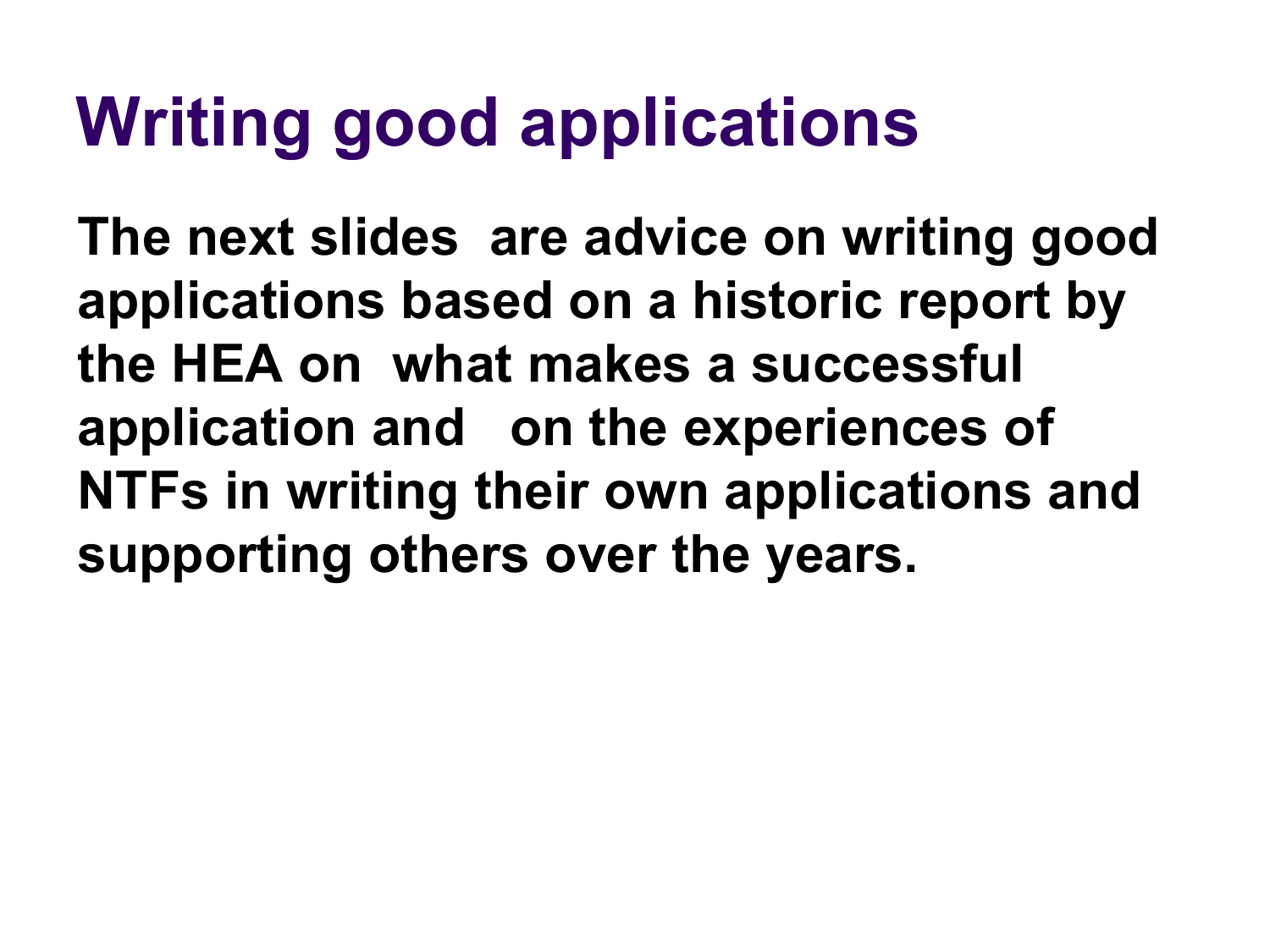# Writing good applications

**The next slides are advice on writing good applications based on a historic report by the HEA on what makes a successful application and on the experiences of NTFs in writing their own applications and supporting others over the years.**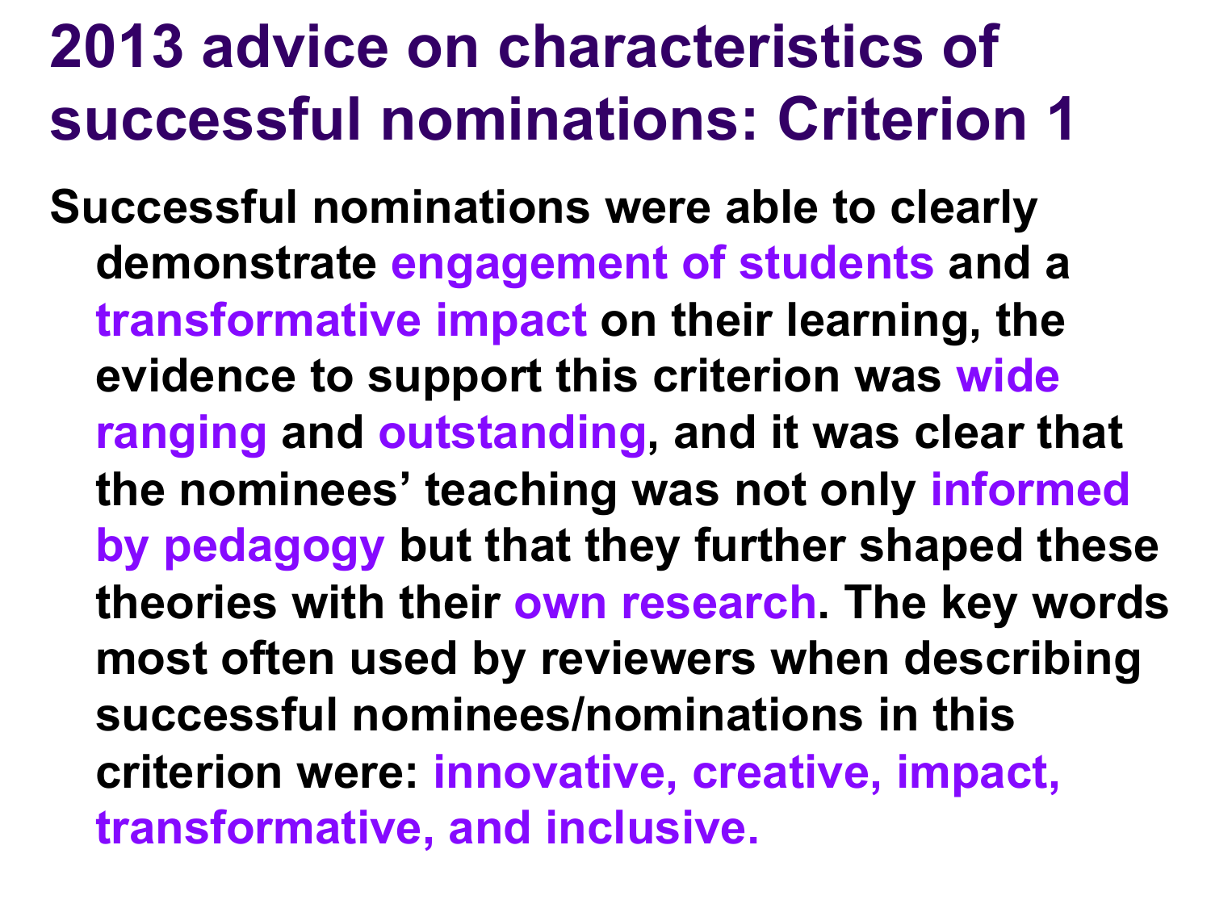# 2013 advice on characteristics of successful nominations: Criterion 1

Successful nominations were able to clearly demonstrate engagement of students and a transformative impact on their learning, the evidence to support this criterion was wide ranging and outstanding, and it was clear that the nominees' teaching was not only informed by pedagogy but that they further shaped these theories with their own research. The key words most often used by reviewers when describing successful nominees/nominations in this criterion were: innovative, creative, impact, transformative, and inclusive.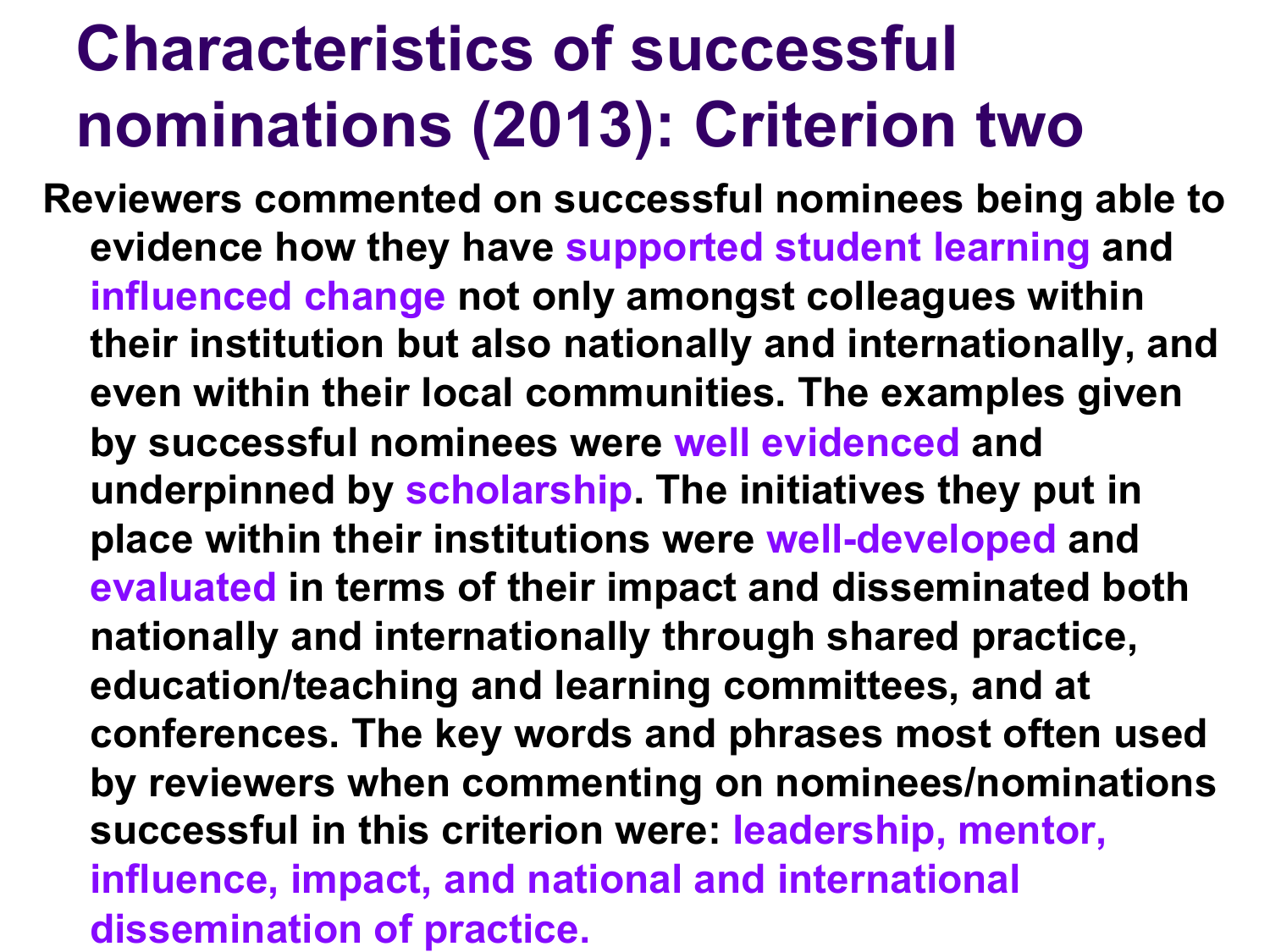# Characteristics of successful nominations (2013): Criterion two

Reviewers commented on successful nominees being able to evidence how they have supported student learning and influenced change not only amongst colleagues within their institution but also nationally and internationally, and even within their local communities. The examples given by successful nominees were well evidenced and underpinned by scholarship. The initiatives they put in place within their institutions were well-developed and evaluated in terms of their impact and disseminated both nationally and internationally through shared practice, education/teaching and learning committees, and at conferences. The key words and phrases most often used by reviewers when commenting on nominees/nominations successful in this criterion were: leadership, mentor, influence, impact, and national and international dissemination of practice.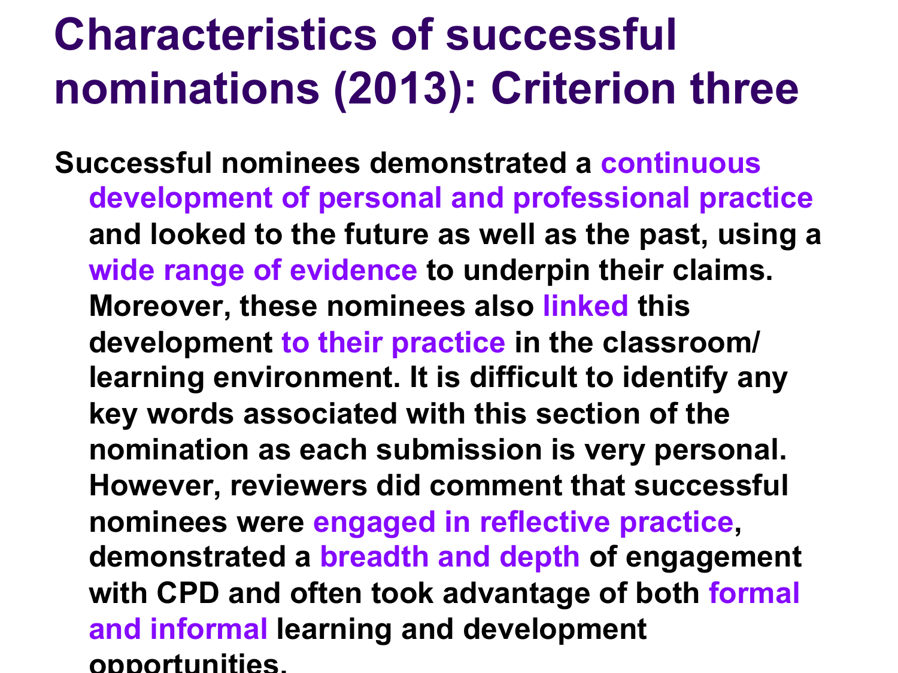# Characteristics of successful nominations (2013): Criterion three

Successful nominees demonstrated a **continuous development of personal and professional practice** and looked to the future as well as the past, using a **wide range of evidence** to underpin their claims. Moreover, these nominees also **linked** this development **to their practice** in the classroom/ learning environment. It is difficult to identify any key words associated with this section of the nomination as each submission is very personal. However, reviewers did comment that successful nominees were **engaged in reflective practice**, demonstrated a **breadth and depth** of engagement with CPD and often took advantage of both **formal and informal** learning and development opportunities.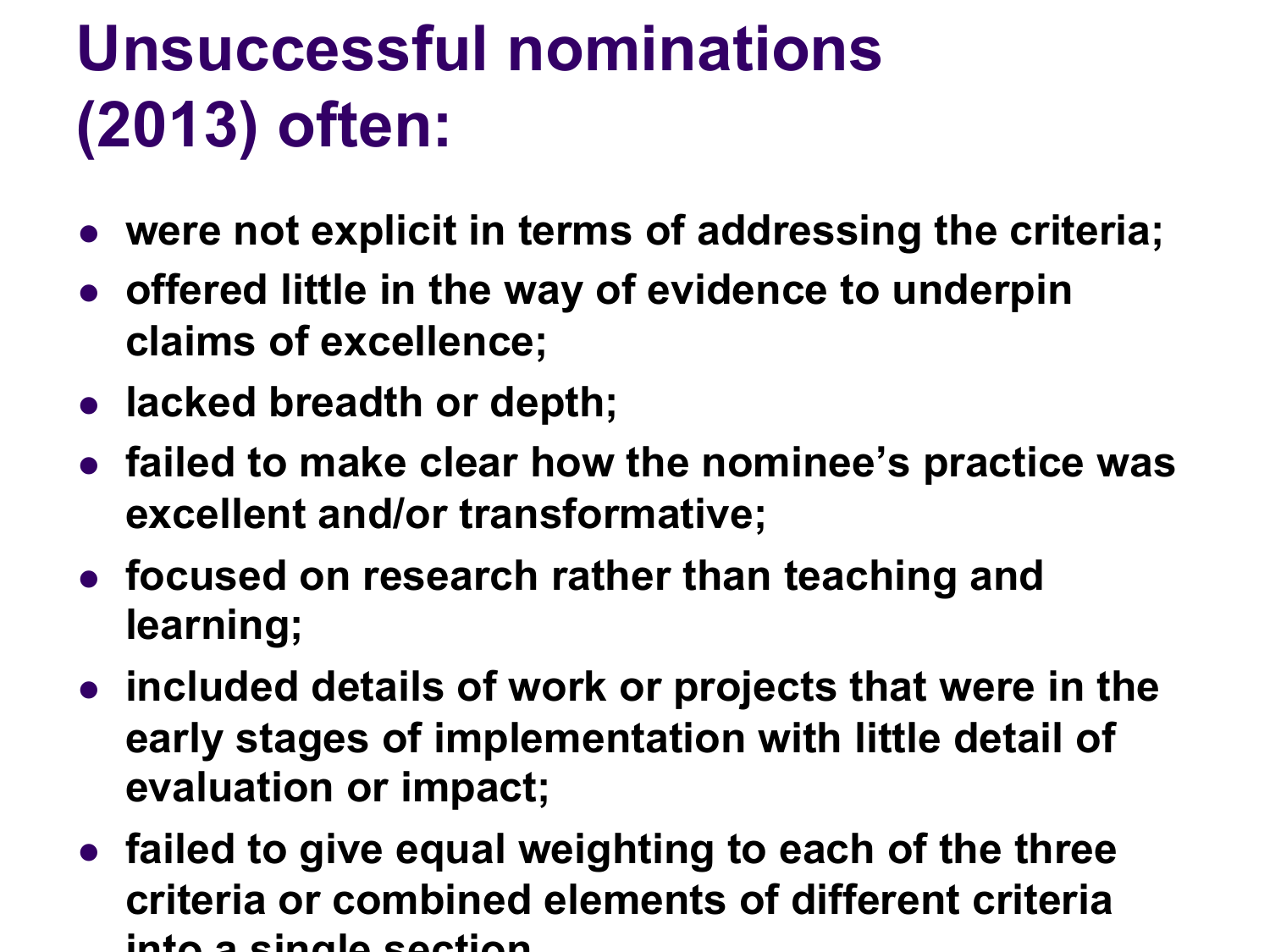# Unsuccessful nominations (2013) often:

- were not explicit in terms of addressing the criteria;
- offered little in the way of evidence to underpin claims of excellence;
- lacked breadth or depth;
- failed to make clear how the nominee's practice was excellent and/or transformative;
- focused on research rather than teaching and learning;
- included details of work or projects that were in the early stages of implementation with little detail of evaluation or impact;
- failed to give equal weighting to each of the three criteria or combined elements of different criteria into a single section.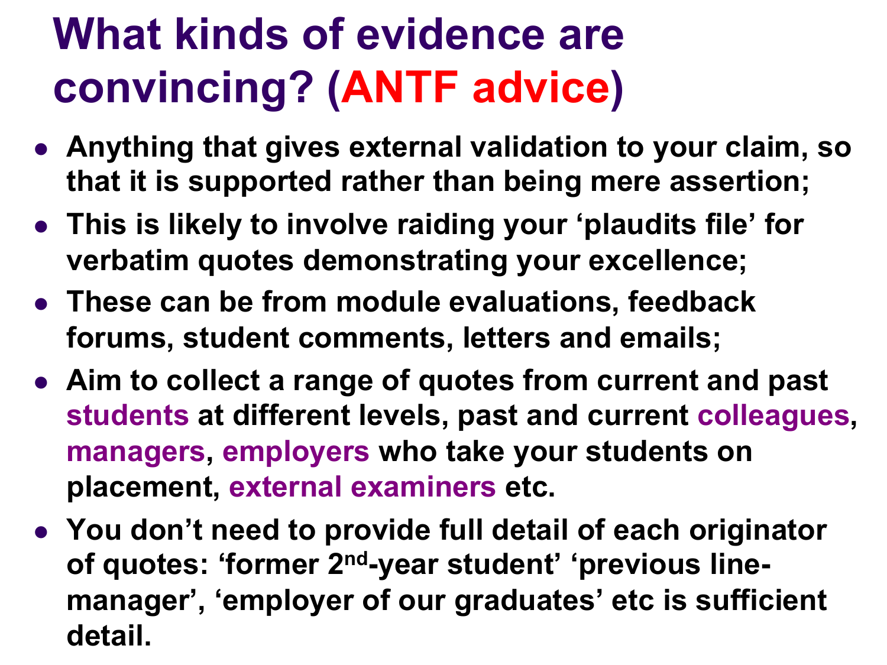# What kinds of evidence are convincing? (ANTF advice)

- **Anything that gives external validation to your claim, so that it is supported rather than being mere assertion;**
- **This is likely to involve raiding your 'plaudits file' for verbatim quotes demonstrating your excellence;**
- **These can be from module evaluations, feedback forums, student comments, letters and emails;**
- **Aim to collect a range of quotes from current and past students at different levels, past and current colleagues, managers, employers who take your students on placement, external examiners etc.**
- **You don't need to provide full detail of each originator of quotes: 'former 2nd-year student' 'previous line-manager', 'employer of our graduates' etc is sufficient detail.**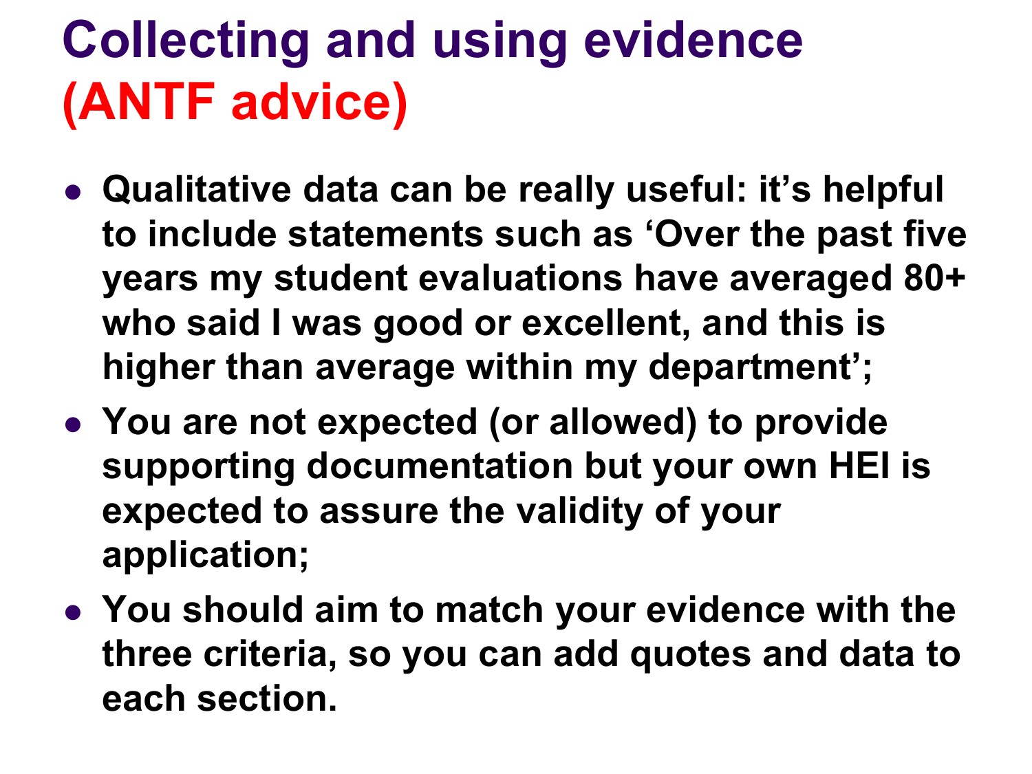# Collecting and using evidence (ANTF advice)

- Qualitative data can be really useful: it's helpful to include statements such as 'Over the past five years my student evaluations have averaged 80+ who said I was good or excellent, and this is higher than average within my department';
- You are not expected (or allowed) to provide supporting documentation but your own HEI is expected to assure the validity of your application;
- You should aim to match your evidence with the three criteria, so you can add quotes and data to each section.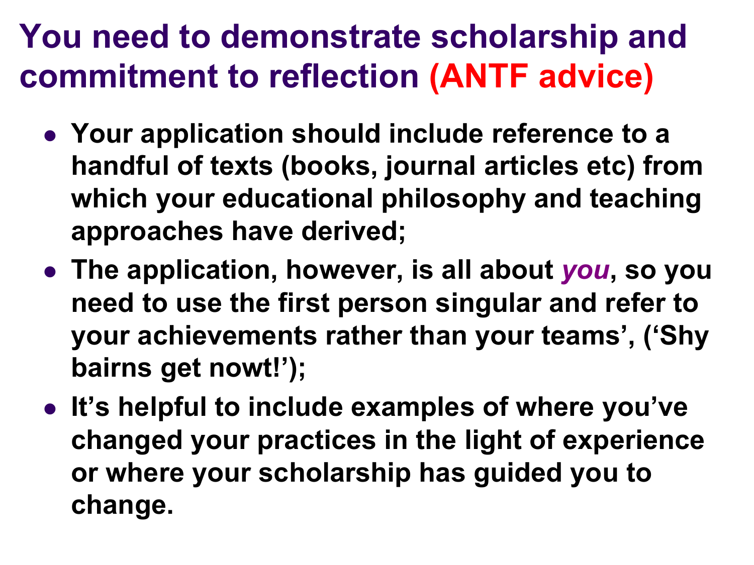# You need to demonstrate scholarship and commitment to reflection (ANTF advice)

- **Your application should include reference to a handful of texts (books, journal articles etc) from which your educational philosophy and teaching approaches have derived;**
- **The application, however, is all about *you*, so you need to use the first person singular and refer to your achievements rather than your teams', ('Shy bairns get nowt!');**
- **It's helpful to include examples of where you've changed your practices in the light of experience or where your scholarship has guided you to change.**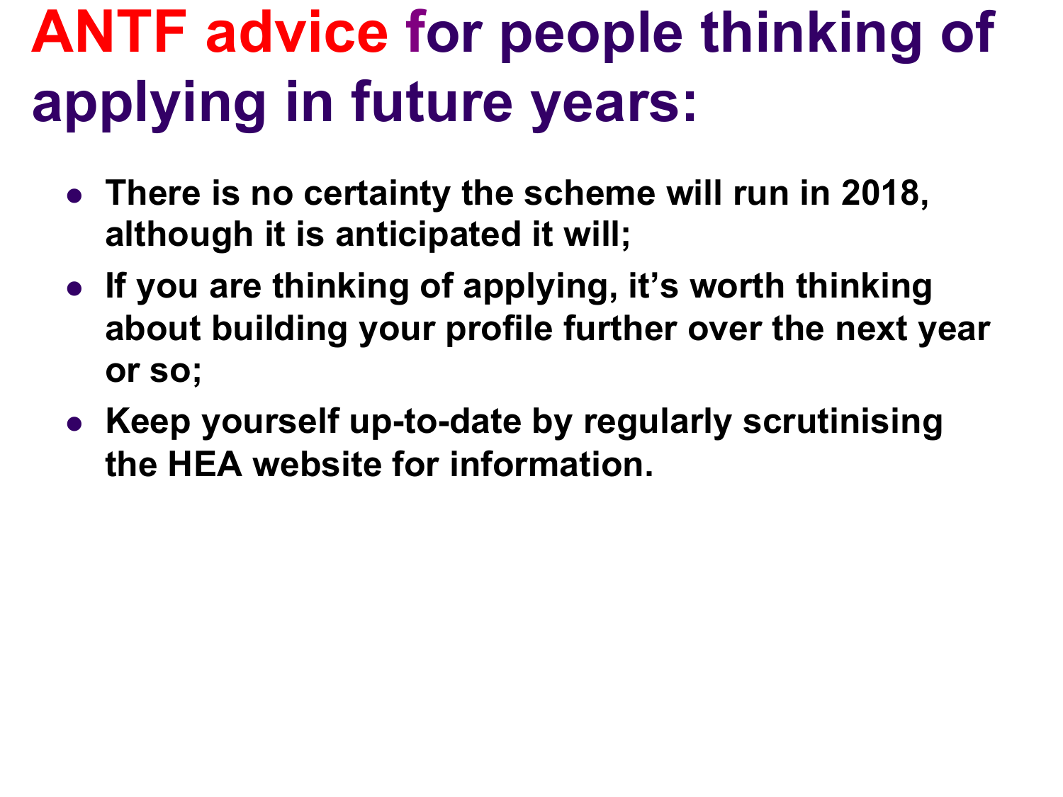# ANTF advice for people thinking of applying in future years:

- **There is no certainty the scheme will run in 2018, although it is anticipated it will;**
- **If you are thinking of applying, it's worth thinking about building your profile further over the next year or so;**
- **Keep yourself up-to-date by regularly scrutinising the HEA website for information.**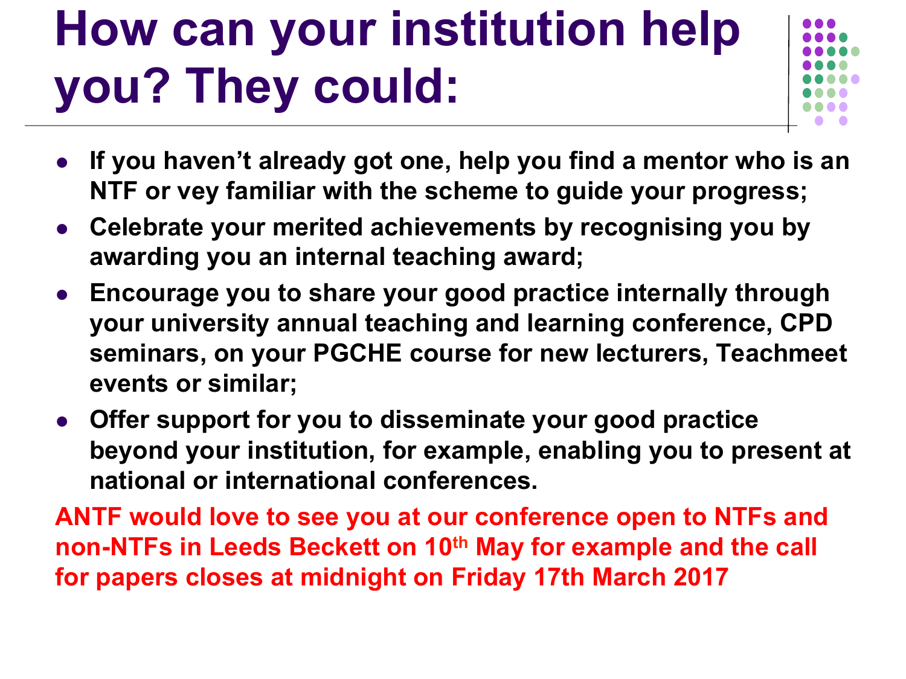# How can your institution help you? They could:

- **If you haven't already got one, help you find a mentor who is an NTF or vey familiar with the scheme to guide your progress;**
- **Celebrate your merited achievements by recognising you by awarding you an internal teaching award;**
- **Encourage you to share your good practice internally through your university annual teaching and learning conference, CPD seminars, on your PGCHE course for new lecturers, Teachmeet events or similar;**
- **Offer support for you to disseminate your good practice beyond your institution, for example, enabling you to present at national or international conferences.**

**ANTF would love to see you at our conference open to NTFs and non-NTFs in Leeds Beckett on 10th May for example and the call for papers closes at midnight on Friday 17th March 2017**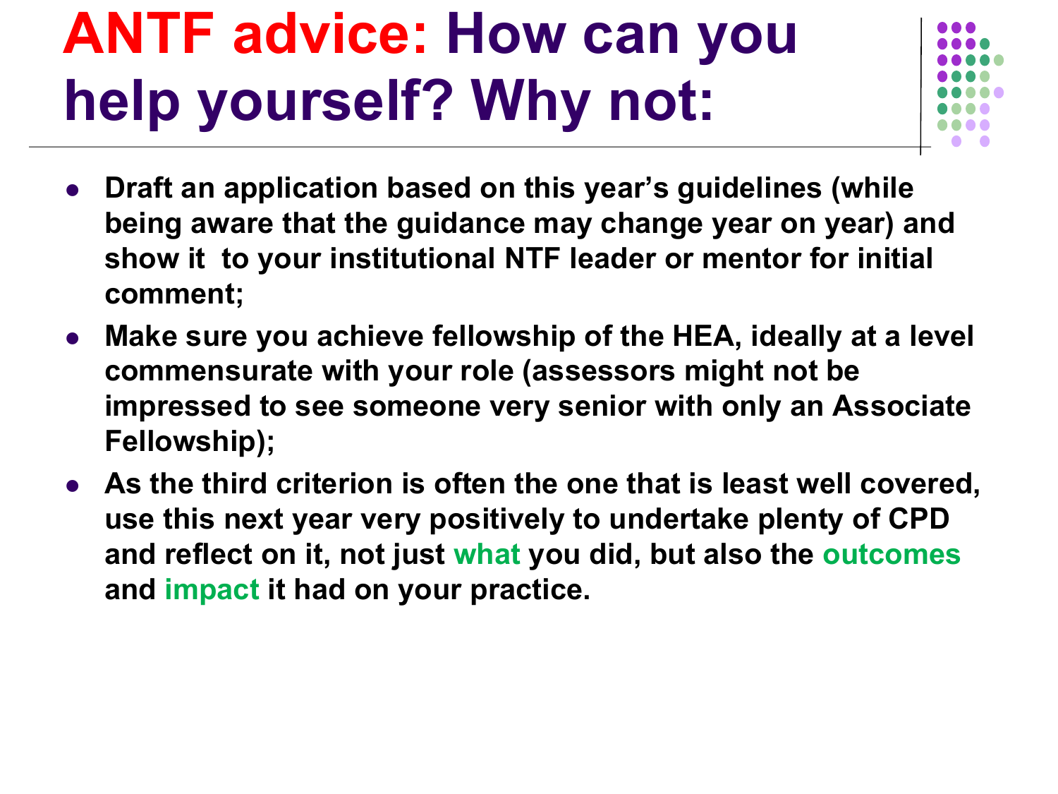# ANTF advice: How can you help yourself? Why not:

- **Draft an application based on this year's guidelines (while being aware that the guidance may change year on year) and show it to your institutional NTF leader or mentor for initial comment;**
- **Make sure you achieve fellowship of the HEA, ideally at a level commensurate with your role (assessors might not be impressed to see someone very senior with only an Associate Fellowship);**
- **As the third criterion is often the one that is least well covered, use this next year very positively to undertake plenty of CPD and reflect on it, not just what you did, but also the outcomes and impact it had on your practice.**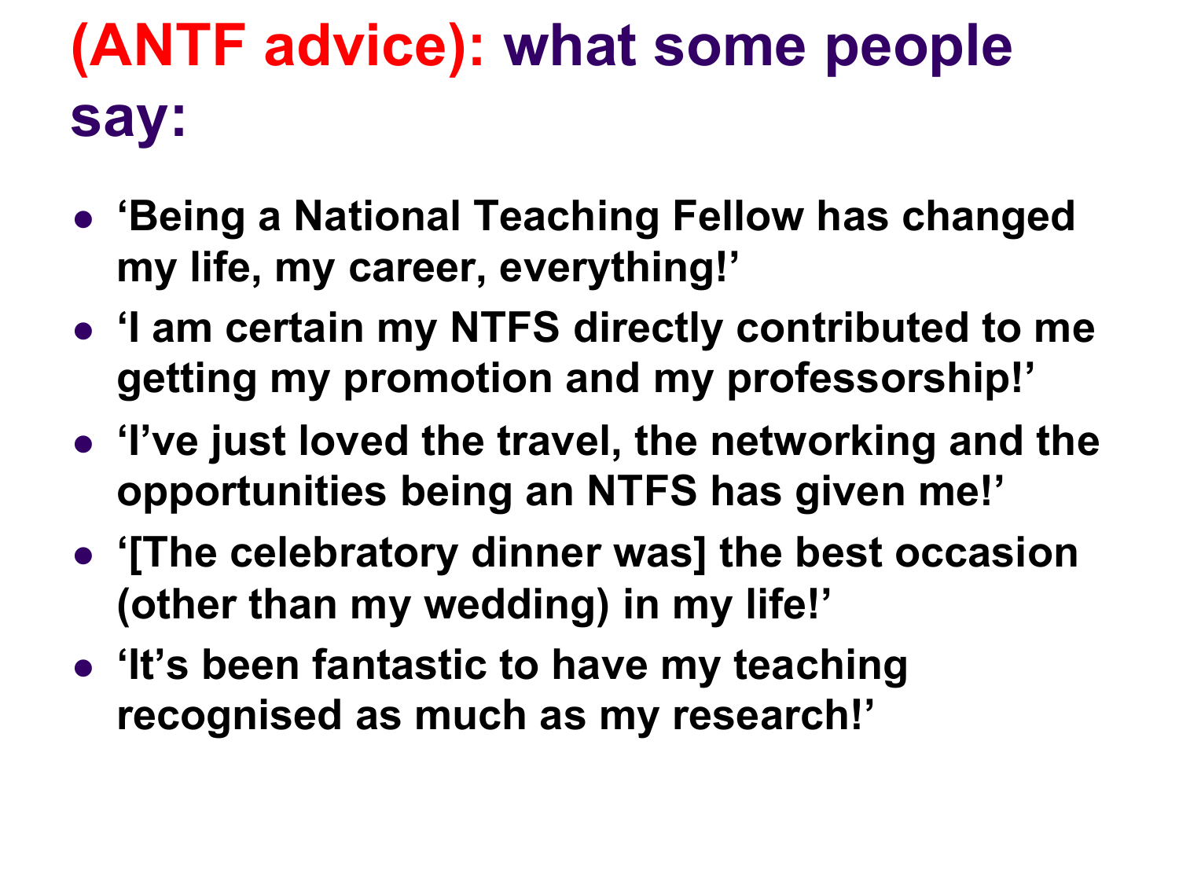# (ANTF advice): what some people say:

- **‘Being a National Teaching Fellow has changed my life, my career, everything!’**
- **‘I am certain my NTFS directly contributed to me getting my promotion and my professorship!’**
- **‘I’ve just loved the travel, the networking and the opportunities being an NTFS has given me!’**
- **‘[The celebratory dinner was] the best occasion (other than my wedding) in my life!’**
- **‘It’s been fantastic to have my teaching recognised as much as my research!’**